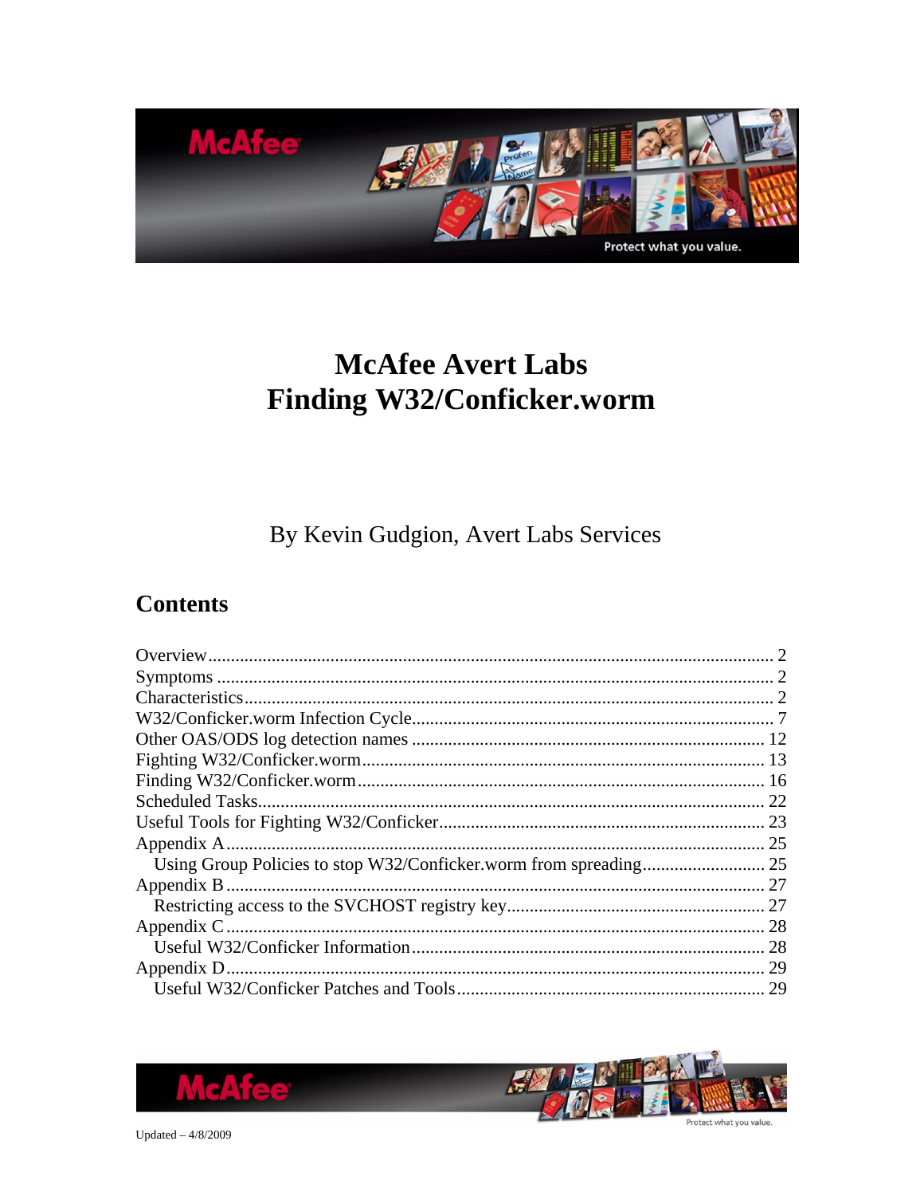# McAfee Avert Labs
# Finding W32/Conficker.worm

By Kevin Gudgion, Avert Labs Services

## Contents

- Overview ........ 2
- Symptoms ........ 2
- Characteristics ........ 2
- W32/Conficker.worm Infection Cycle ........ 7
- Other OAS/ODS log detection names ........ 12
- Fighting W32/Conficker.worm ........ 13
- Finding W32/Conficker.worm ........ 16
- Scheduled Tasks ........ 22
- Useful Tools for Fighting W32/Conficker ........ 23
- Appendix A ........ 25
  - Using Group Policies to stop W32/Conficker.worm from spreading ........ 25
- Appendix B ........ 27
  - Restricting access to the SVCHOST registry key ........ 27
- Appendix C ........ 28
  - Useful W32/Conficker Information ........ 28
- Appendix D ........ 29
  - Useful W32/Conficker Patches and Tools ........ 29

Updated – 4/8/2009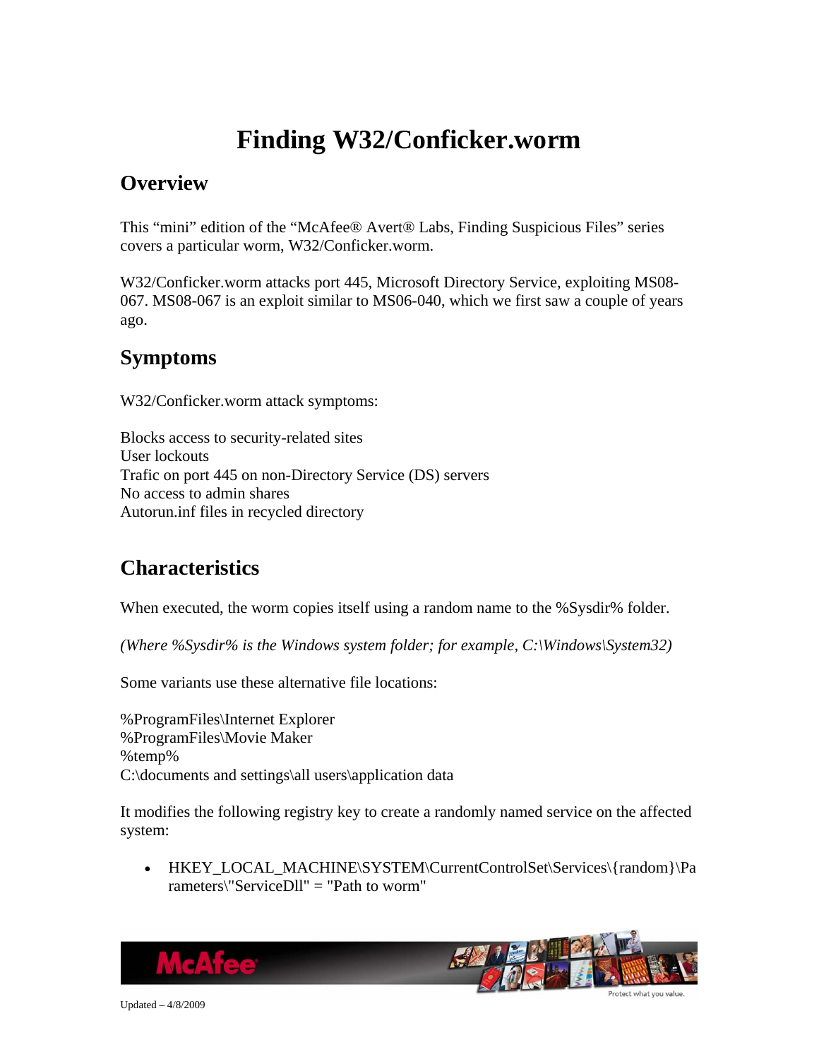# Finding W32/Conficker.worm

## Overview

This "mini" edition of the "McAfee® Avert® Labs, Finding Suspicious Files" series covers a particular worm, W32/Conficker.worm.

W32/Conficker.worm attacks port 445, Microsoft Directory Service, exploiting MS08-067. MS08-067 is an exploit similar to MS06-040, which we first saw a couple of years ago.

## Symptoms

W32/Conficker.worm attack symptoms:

Blocks access to security-related sites
User lockouts
Trafic on port 445 on non-Directory Service (DS) servers
No access to admin shares
Autorun.inf files in recycled directory

## Characteristics

When executed, the worm copies itself using a random name to the %Sysdir% folder.

*(Where %Sysdir% is the Windows system folder; for example, C:\Windows\System32)*

Some variants use these alternative file locations:

%ProgramFiles\Internet Explorer
%ProgramFiles\Movie Maker
%temp%
C:\documents and settings\all users\application data

It modifies the following registry key to create a randomly named service on the affected system:

- HKEY_LOCAL_MACHINE\SYSTEM\CurrentControlSet\Services\{random}\Parameters\"ServiceDll" = "Path to worm"

Updated – 4/8/2009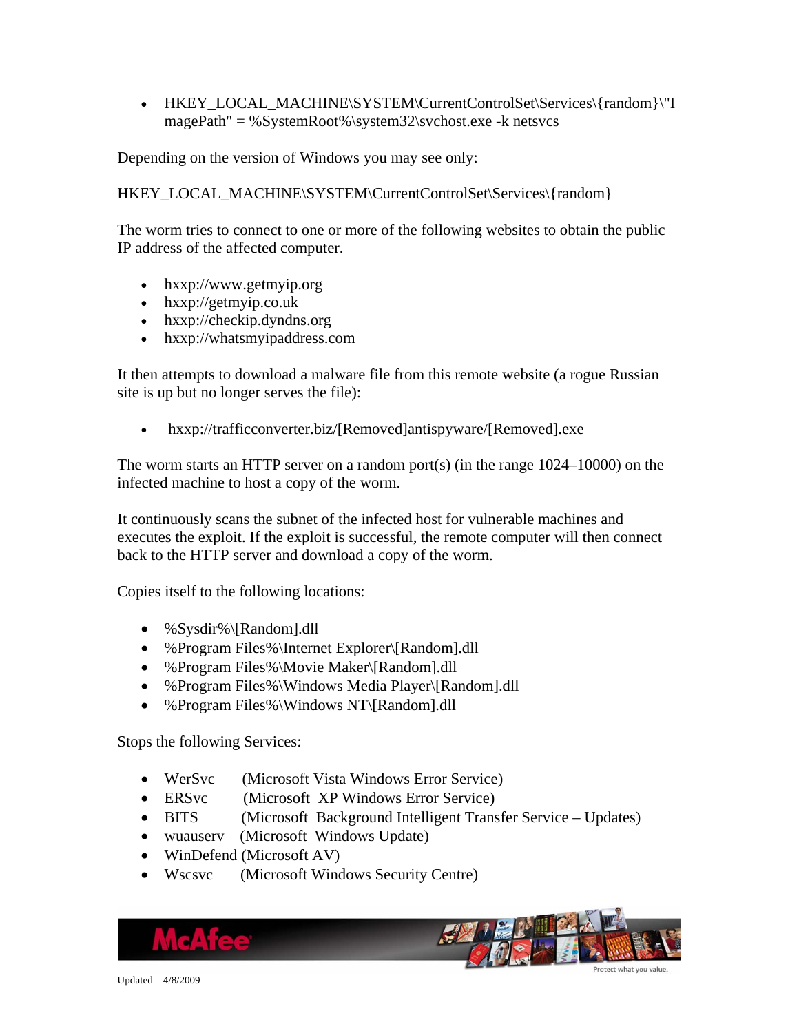- HKEY_LOCAL_MACHINE\SYSTEM\CurrentControlSet\Services\{random}\"ImagePath" = %SystemRoot%\system32\svchost.exe -k netsvcs

Depending on the version of Windows you may see only:

HKEY_LOCAL_MACHINE\SYSTEM\CurrentControlSet\Services\{random}

The worm tries to connect to one or more of the following websites to obtain the public IP address of the affected computer.

- hxxp://www.getmyip.org
- hxxp://getmyip.co.uk
- hxxp://checkip.dyndns.org
- hxxp://whatsmyipaddress.com

It then attempts to download a malware file from this remote website (a rogue Russian site is up but no longer serves the file):

- hxxp://trafficconverter.biz/[Removed]antispyware/[Removed].exe

The worm starts an HTTP server on a random port(s) (in the range 1024–10000) on the infected machine to host a copy of the worm.

It continuously scans the subnet of the infected host for vulnerable machines and executes the exploit. If the exploit is successful, the remote computer will then connect back to the HTTP server and download a copy of the worm.

Copies itself to the following locations:

- %Sysdir%\[Random].dll
- %Program Files%\Internet Explorer\[Random].dll
- %Program Files%\Movie Maker\[Random].dll
- %Program Files%\Windows Media Player\[Random].dll
- %Program Files%\Windows NT\[Random].dll

Stops the following Services:

- WerSvc (Microsoft Vista Windows Error Service)
- ERSvc (Microsoft XP Windows Error Service)
- BITS (Microsoft Background Intelligent Transfer Service – Updates)
- wuauserv (Microsoft Windows Update)
- WinDefend (Microsoft AV)
- Wscsvc (Microsoft Windows Security Centre)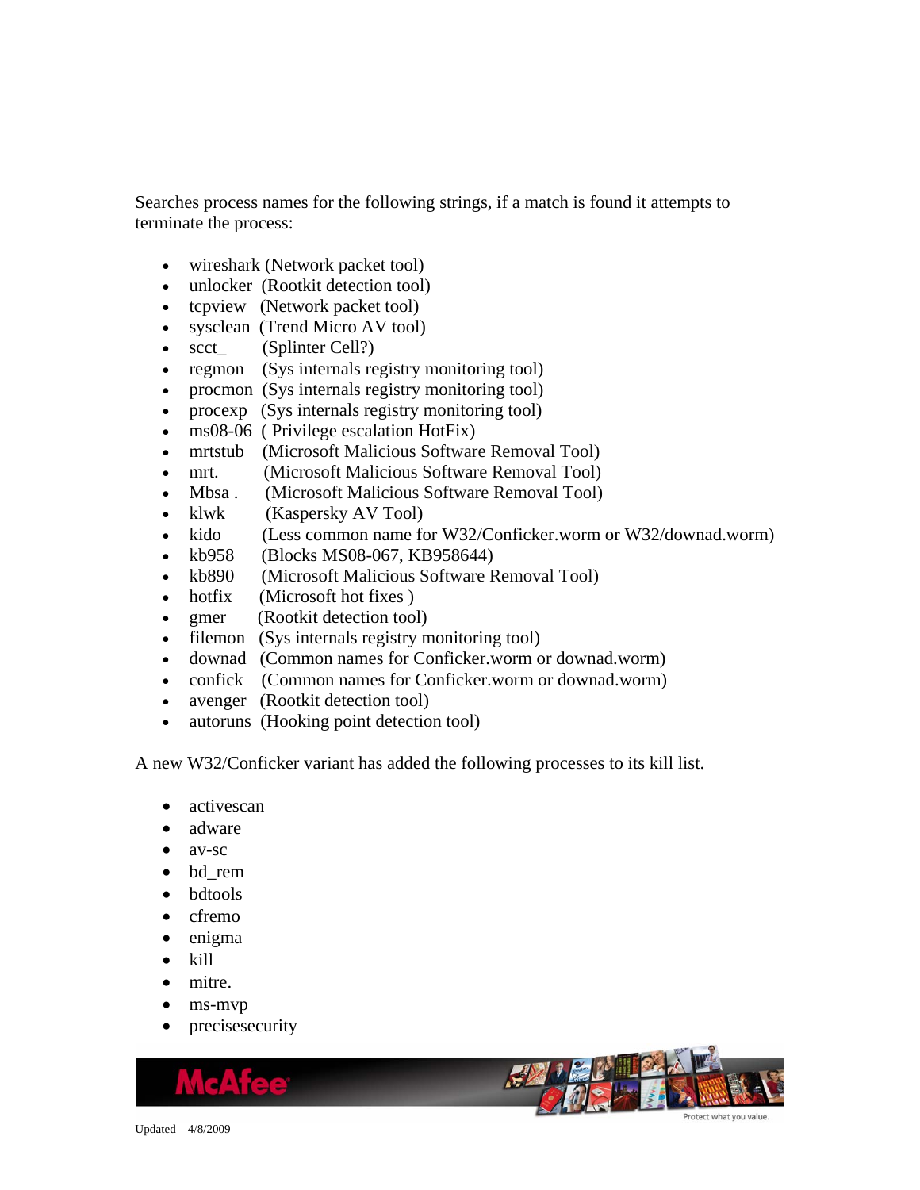Searches process names for the following strings, if a match is found it attempts to terminate the process:

- wireshark (Network packet tool)
- unlocker (Rootkit detection tool)
- tcpview (Network packet tool)
- sysclean (Trend Micro AV tool)
- scct_ (Splinter Cell?)
- regmon (Sys internals registry monitoring tool)
- procmon (Sys internals registry monitoring tool)
- procexp (Sys internals registry monitoring tool)
- ms08-06 ( Privilege escalation HotFix)
- mrtstub (Microsoft Malicious Software Removal Tool)
- mrt. (Microsoft Malicious Software Removal Tool)
- Mbsa . (Microsoft Malicious Software Removal Tool)
- klwk (Kaspersky AV Tool)
- kido (Less common name for W32/Conficker.worm or W32/downad.worm)
- kb958 (Blocks MS08-067, KB958644)
- kb890 (Microsoft Malicious Software Removal Tool)
- hotfix (Microsoft hot fixes )
- gmer (Rootkit detection tool)
- filemon (Sys internals registry monitoring tool)
- downad (Common names for Conficker.worm or downad.worm)
- confick (Common names for Conficker.worm or downad.worm)
- avenger (Rootkit detection tool)
- autoruns (Hooking point detection tool)

A new W32/Conficker variant has added the following processes to its kill list.

- activescan
- adware
- av-sc
- bd_rem
- bdtools
- cfremo
- enigma
- kill
- mitre.
- ms-mvp
- precisesecurity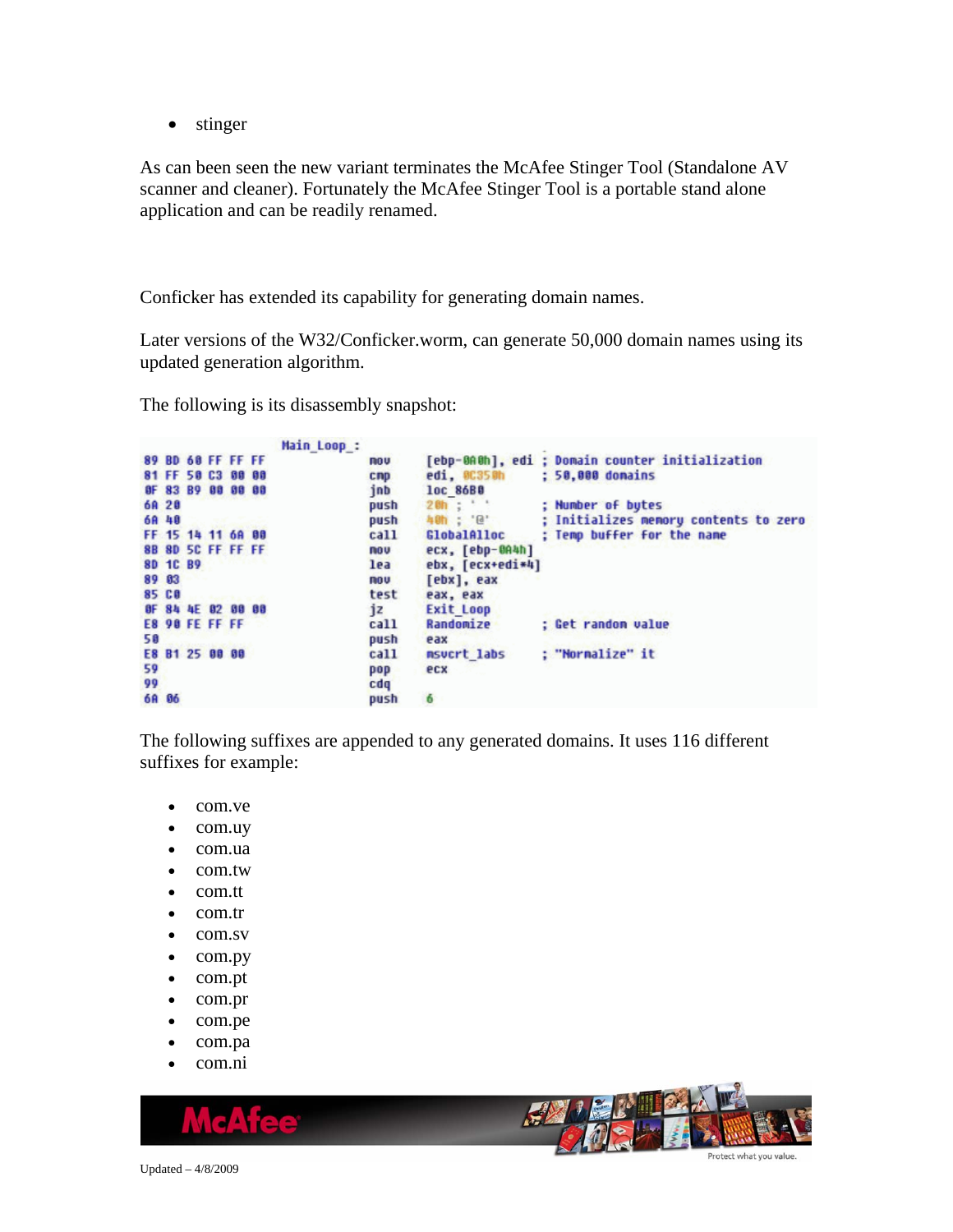- stinger

As can been seen the new variant terminates the McAfee Stinger Tool (Standalone AV scanner and cleaner). Fortunately the McAfee Stinger Tool is a portable stand alone application and can be readily renamed.

Conficker has extended its capability for generating domain names.

Later versions of the W32/Conficker.worm, can generate 50,000 domain names using its updated generation algorithm.

The following is its disassembly snapshot:

```
                        Main_Loop_:
89 BD 60 FF FF FF               mov     [ebp-0A0h], edi ; Domain counter initialization
81 FF 50 C3 00 00               cmp     edi, 0C350h     ; 50,000 domains
0F 83 B9 00 00 00               jnb     loc_86B0
6A 20                           push    20h ; ' '       ; Number of bytes
6A 40                           push    40h ; '@'       ; Initializes memory contents to zero
FF 15 14 11 6A 00               call    GlobalAlloc     ; Temp buffer for the name
8B 8D 5C FF FF FF               mov     ecx, [ebp-0A4h]
8D 1C B9                        lea     ebx, [ecx+edi*4]
89 03                           mov     [ebx], eax
85 C0                           test    eax, eax
0F 84 4E 02 00 00               jz      Exit_Loop
E8 90 FE FF FF                  call    Randomize       ; Get random value
50                              push    eax
E8 B1 25 00 00                  call    msvcrt_labs     ; "Normalize" it
59                              pop     ecx
99                              cdq
6A 06                           push    6
```

The following suffixes are appended to any generated domains. It uses 116 different suffixes for example:

- com.ve
- com.uy
- com.ua
- com.tw
- com.tt
- com.tr
- com.sv
- com.py
- com.pt
- com.pr
- com.pe
- com.pa
- com.ni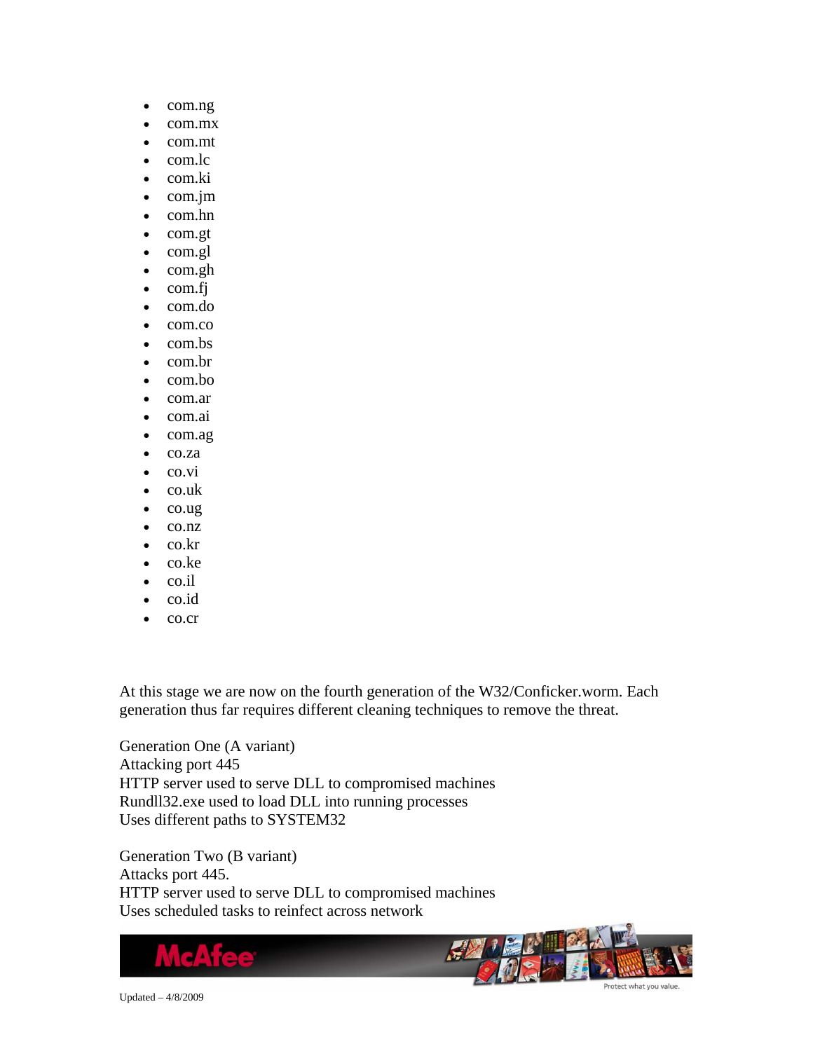- com.ng
- com.mx
- com.mt
- com.lc
- com.ki
- com.jm
- com.hn
- com.gt
- com.gl
- com.gh
- com.fj
- com.do
- com.co
- com.bs
- com.br
- com.bo
- com.ar
- com.ai
- com.ag
- co.za
- co.vi
- co.uk
- co.ug
- co.nz
- co.kr
- co.ke
- co.il
- co.id
- co.cr

At this stage we are now on the fourth generation of the W32/Conficker.worm. Each generation thus far requires different cleaning techniques to remove the threat.

Generation One (A variant)
Attacking port 445
HTTP server used to serve DLL to compromised machines
Rundll32.exe used to load DLL into running processes
Uses different paths to SYSTEM32

Generation Two (B variant)
Attacks port 445.
HTTP server used to serve DLL to compromised machines
Uses scheduled tasks to reinfect across network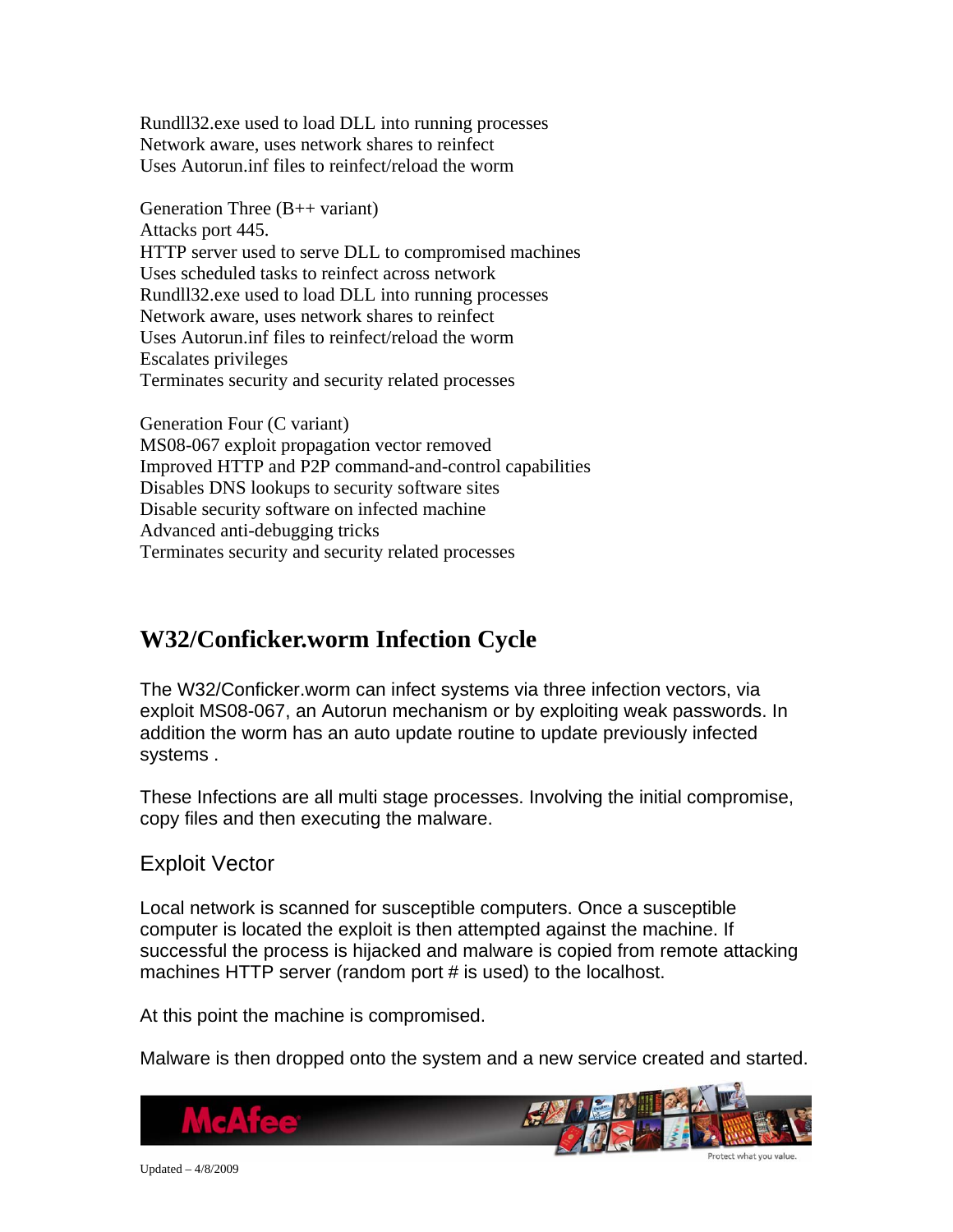Rundll32.exe used to load DLL into running processes
Network aware, uses network shares to reinfect
Uses Autorun.inf files to reinfect/reload the worm

Generation Three (B++ variant)
Attacks port 445.
HTTP server used to serve DLL to compromised machines
Uses scheduled tasks to reinfect across network
Rundll32.exe used to load DLL into running processes
Network aware, uses network shares to reinfect
Uses Autorun.inf files to reinfect/reload the worm
Escalates privileges
Terminates security and security related processes

Generation Four (C variant)
MS08-067 exploit propagation vector removed
Improved HTTP and P2P command-and-control capabilities
Disables DNS lookups to security software sites
Disable security software on infected machine
Advanced anti-debugging tricks
Terminates security and security related processes

## W32/Conficker.worm Infection Cycle

The W32/Conficker.worm can infect systems via three infection vectors, via exploit MS08-067, an Autorun mechanism or by exploiting weak passwords. In addition the worm has an auto update routine to update previously infected systems .

These Infections are all multi stage processes. Involving the initial compromise, copy files and then executing the malware.

### Exploit Vector

Local network is scanned for susceptible computers. Once a susceptible computer is located the exploit is then attempted against the machine. If successful the process is hijacked and malware is copied from remote attacking machines HTTP server (random port # is used) to the localhost.

At this point the machine is compromised.

Malware is then dropped onto the system and a new service created and started.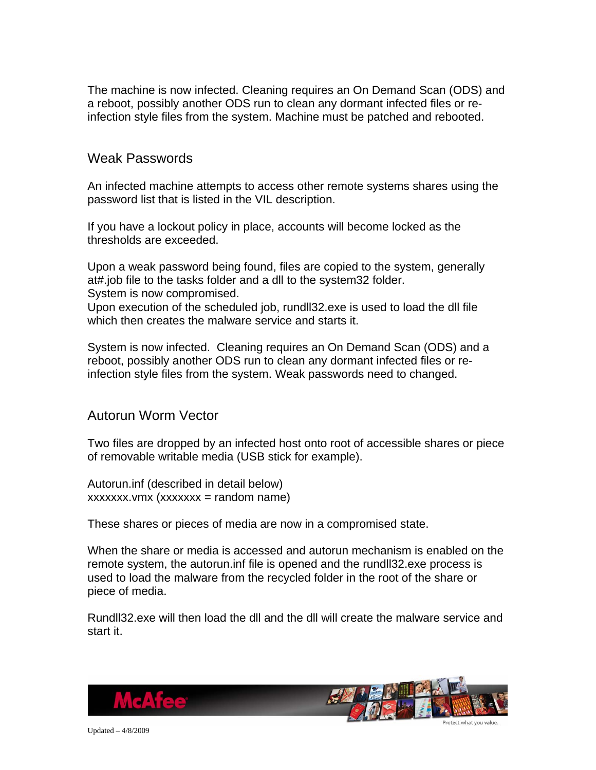The machine is now infected. Cleaning requires an On Demand Scan (ODS) and a reboot, possibly another ODS run to clean any dormant infected files or re-infection style files from the system. Machine must be patched and rebooted.

## Weak Passwords

An infected machine attempts to access other remote systems shares using the password list that is listed in the VIL description.

If you have a lockout policy in place, accounts will become locked as the thresholds are exceeded.

Upon a weak password being found, files are copied to the system, generally at#.job file to the tasks folder and a dll to the system32 folder.
System is now compromised.
Upon execution of the scheduled job, rundll32.exe is used to load the dll file which then creates the malware service and starts it.

System is now infected. Cleaning requires an On Demand Scan (ODS) and a reboot, possibly another ODS run to clean any dormant infected files or re-infection style files from the system. Weak passwords need to changed.

## Autorun Worm Vector

Two files are dropped by an infected host onto root of accessible shares or piece of removable writable media (USB stick for example).

Autorun.inf (described in detail below)
xxxxxxx.vmx (xxxxxxx = random name)

These shares or pieces of media are now in a compromised state.

When the share or media is accessed and autorun mechanism is enabled on the remote system, the autorun.inf file is opened and the rundll32.exe process is used to load the malware from the recycled folder in the root of the share or piece of media.

Rundll32.exe will then load the dll and the dll will create the malware service and start it.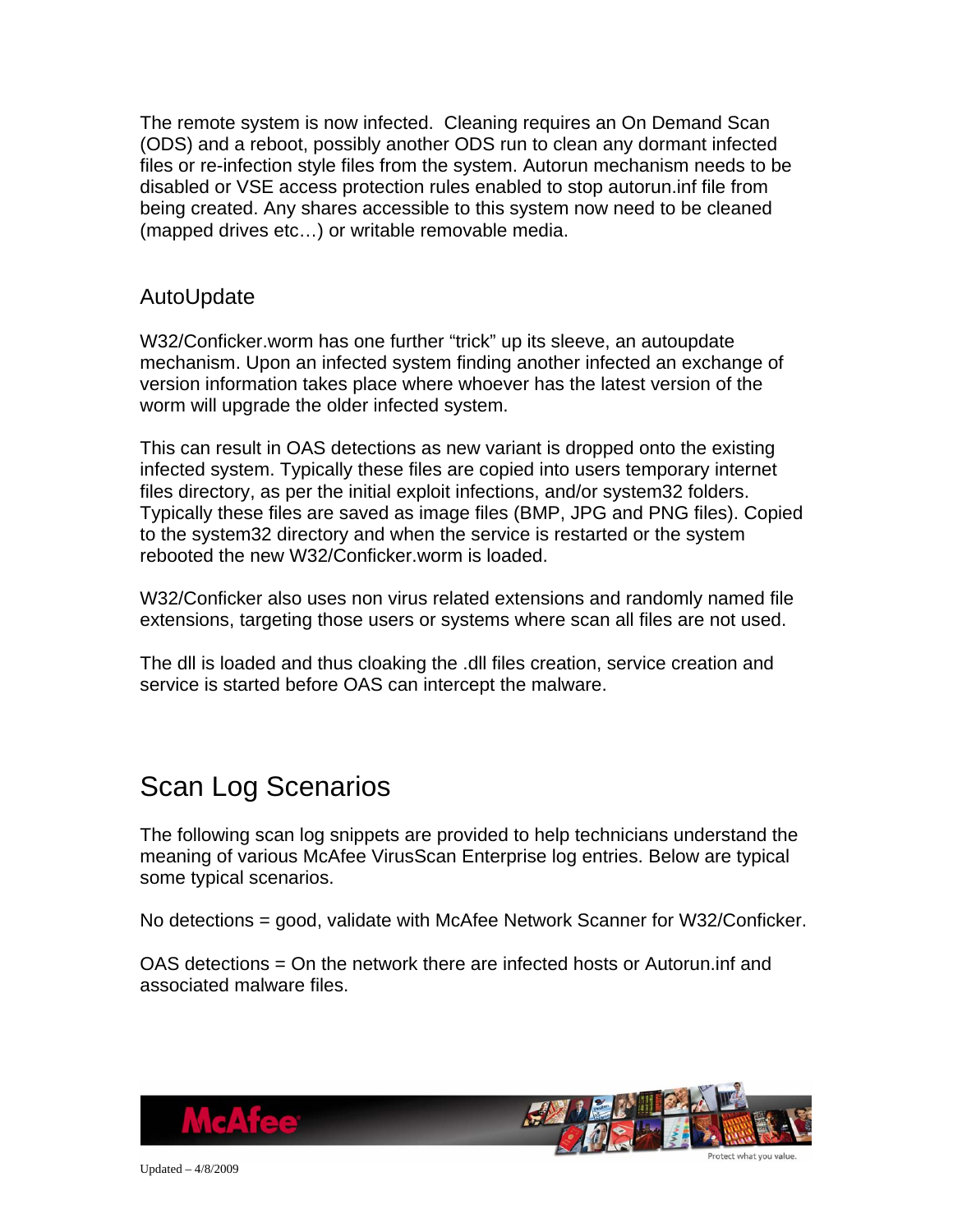The remote system is now infected. Cleaning requires an On Demand Scan (ODS) and a reboot, possibly another ODS run to clean any dormant infected files or re-infection style files from the system. Autorun mechanism needs to be disabled or VSE access protection rules enabled to stop autorun.inf file from being created. Any shares accessible to this system now need to be cleaned (mapped drives etc…) or writable removable media.

### AutoUpdate

W32/Conficker.worm has one further “trick” up its sleeve, an autoupdate mechanism. Upon an infected system finding another infected an exchange of version information takes place where whoever has the latest version of the worm will upgrade the older infected system.

This can result in OAS detections as new variant is dropped onto the existing infected system. Typically these files are copied into users temporary internet files directory, as per the initial exploit infections, and/or system32 folders. Typically these files are saved as image files (BMP, JPG and PNG files). Copied to the system32 directory and when the service is restarted or the system rebooted the new W32/Conficker.worm is loaded.

W32/Conficker also uses non virus related extensions and randomly named file extensions, targeting those users or systems where scan all files are not used.

The dll is loaded and thus cloaking the .dll files creation, service creation and service is started before OAS can intercept the malware.

## Scan Log Scenarios

The following scan log snippets are provided to help technicians understand the meaning of various McAfee VirusScan Enterprise log entries. Below are typical some typical scenarios.

No detections = good, validate with McAfee Network Scanner for W32/Conficker.

OAS detections = On the network there are infected hosts or Autorun.inf and associated malware files.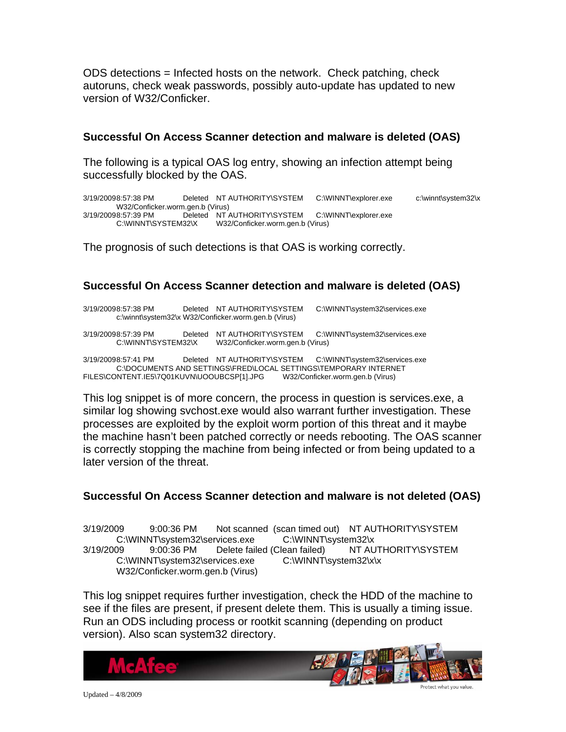ODS detections = Infected hosts on the network. Check patching, check autoruns, check weak passwords, possibly auto-update has updated to new version of W32/Conficker.

### Successful On Access Scanner detection and malware is deleted (OAS)

The following is a typical OAS log entry, showing an infection attempt being successfully blocked by the OAS.

```
3/19/20098:57:38 PM     Deleted   NT AUTHORITY\SYSTEM     C:\WINNT\explorer.exe     c:\winnt\system32\x
        W32/Conficker.worm.gen.b (Virus)
3/19/20098:57:39 PM     Deleted   NT AUTHORITY\SYSTEM     C:\WINNT\explorer.exe
        C:\WINNT\SYSTEM32\X     W32/Conficker.worm.gen.b (Virus)
```

The prognosis of such detections is that OAS is working correctly.

### Successful On Access Scanner detection and malware is deleted (OAS)

```
3/19/20098:57:38 PM     Deleted   NT AUTHORITY\SYSTEM     C:\WINNT\system32\services.exe
        c:\winnt\system32\x W32/Conficker.worm.gen.b (Virus)

3/19/20098:57:39 PM     Deleted   NT AUTHORITY\SYSTEM     C:\WINNT\system32\services.exe
        C:\WINNT\SYSTEM32\X     W32/Conficker.worm.gen.b (Virus)

3/19/20098:57:41 PM     Deleted   NT AUTHORITY\SYSTEM     C:\WINNT\system32\services.exe
        C:\DOCUMENTS AND SETTINGS\FRED\LOCAL SETTINGS\TEMPORARY INTERNET
FILES\CONTENT.IE5\7Q01KUVN\UOOUBCSP[1].JPG     W32/Conficker.worm.gen.b (Virus)
```

This log snippet is of more concern, the process in question is services.exe, a similar log showing svchost.exe would also warrant further investigation. These processes are exploited by the exploit worm portion of this threat and it maybe the machine hasn't been patched correctly or needs rebooting. The OAS scanner is correctly stopping the machine from being infected or from being updated to a later version of the threat.

### Successful On Access Scanner detection and malware is not deleted (OAS)

```
3/19/2009     9:00:36 PM     Not scanned  (scan timed out)    NT AUTHORITY\SYSTEM
        C:\WINNT\system32\services.exe       C:\WINNT\system32\x
3/19/2009     9:00:36 PM     Delete failed (Clean failed)     NT AUTHORITY\SYSTEM
        C:\WINNT\system32\services.exe       C:\WINNT\system32\x\x
        W32/Conficker.worm.gen.b (Virus)
```

This log snippet requires further investigation, check the HDD of the machine to see if the files are present, if present delete them. This is usually a timing issue. Run an ODS including process or rootkit scanning (depending on product version). Also scan system32 directory.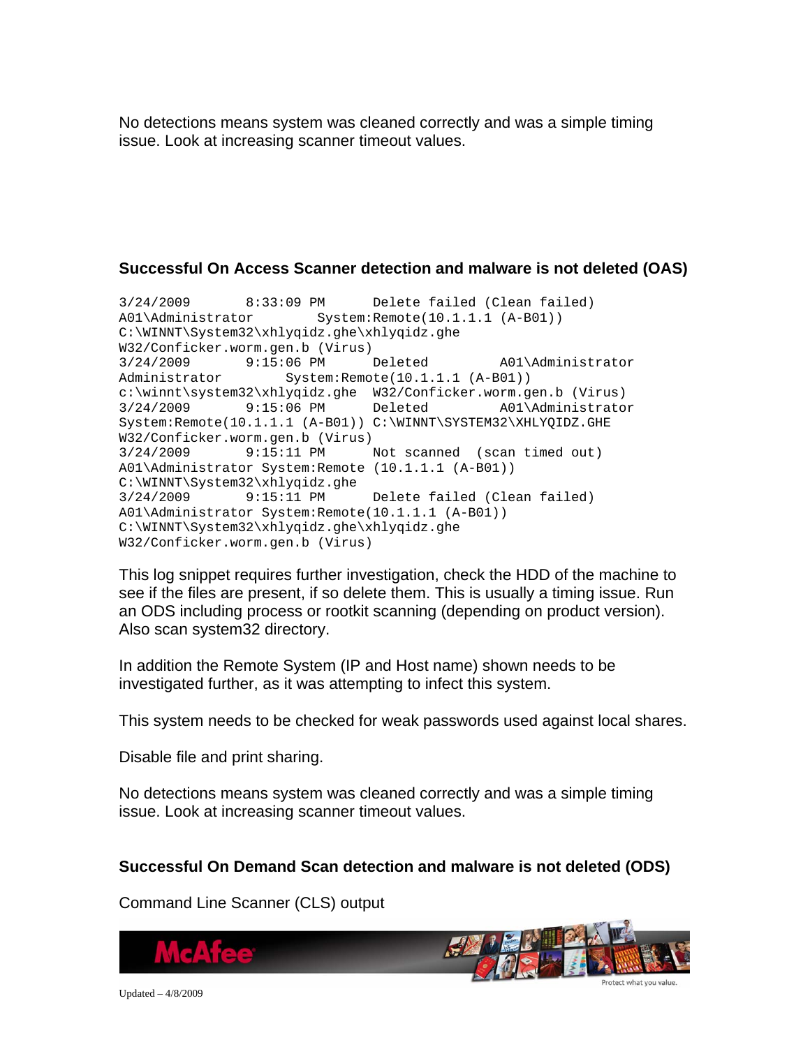No detections means system was cleaned correctly and was a simple timing issue. Look at increasing scanner timeout values.

**Successful On Access Scanner detection and malware is not deleted (OAS)**

```
3/24/2009       8:33:09 PM      Delete failed (Clean failed)
A01\Administrator        System:Remote(10.1.1.1 (A-B01))
C:\WINNT\System32\xhlyqidz.ghe\xhlyqidz.ghe
W32/Conficker.worm.gen.b (Virus)
3/24/2009       9:15:06 PM      Deleted         A01\Administrator
Administrator        System:Remote(10.1.1.1 (A-B01))
c:\winnt\system32\xhlyqidz.ghe  W32/Conficker.worm.gen.b (Virus)
3/24/2009       9:15:06 PM      Deleted         A01\Administrator
System:Remote(10.1.1.1 (A-B01)) C:\WINNT\SYSTEM32\XHLYQIDZ.GHE
W32/Conficker.worm.gen.b (Virus)
3/24/2009       9:15:11 PM      Not scanned  (scan timed out)
A01\Administrator System:Remote (10.1.1.1 (A-B01))
C:\WINNT\System32\xhlyqidz.ghe
3/24/2009       9:15:11 PM      Delete failed (Clean failed)
A01\Administrator System:Remote(10.1.1.1 (A-B01))
C:\WINNT\System32\xhlyqidz.ghe\xhlyqidz.ghe
W32/Conficker.worm.gen.b (Virus)
```

This log snippet requires further investigation, check the HDD of the machine to see if the files are present, if so delete them. This is usually a timing issue. Run an ODS including process or rootkit scanning (depending on product version). Also scan system32 directory.

In addition the Remote System (IP and Host name) shown needs to be investigated further, as it was attempting to infect this system.

This system needs to be checked for weak passwords used against local shares.

Disable file and print sharing.

No detections means system was cleaned correctly and was a simple timing issue. Look at increasing scanner timeout values.

**Successful On Demand Scan detection and malware is not deleted (ODS)**

Command Line Scanner (CLS) output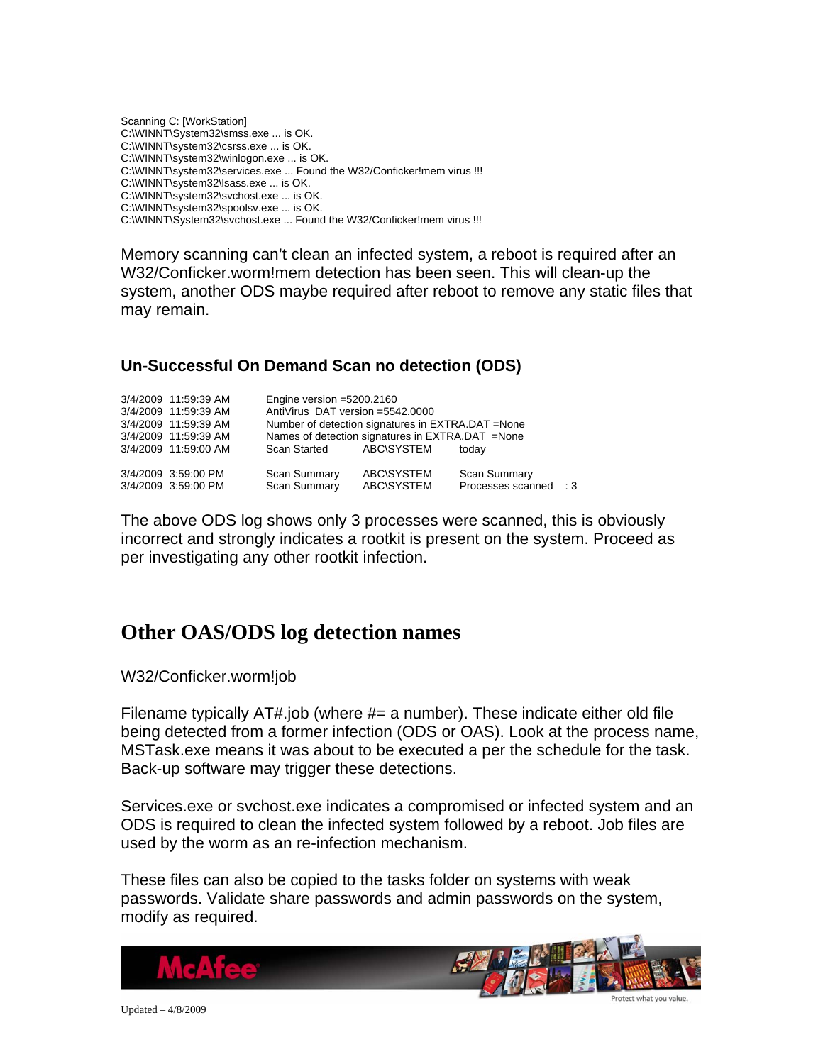```
Scanning C: [WorkStation]
C:\WINNT\System32\smss.exe ... is OK.
C:\WINNT\system32\csrss.exe ... is OK.
C:\WINNT\system32\winlogon.exe ... is OK.
C:\WINNT\system32\services.exe ... Found the W32/Conficker!mem virus !!!
C:\WINNT\system32\lsass.exe ... is OK.
C:\WINNT\system32\svchost.exe ... is OK.
C:\WINNT\system32\spoolsv.exe ... is OK.
C:\WINNT\System32\svchost.exe ... Found the W32/Conficker!mem virus !!!
```

Memory scanning can't clean an infected system, a reboot is required after an W32/Conficker.worm!mem detection has been seen. This will clean-up the system, another ODS maybe required after reboot to remove any static files that may remain.

### Un-Successful On Demand Scan no detection (ODS)

```
3/4/2009  11:59:39 AM     Engine version =5200.2160
3/4/2009  11:59:39 AM     AntiVirus  DAT version =5542.0000
3/4/2009  11:59:39 AM     Number of detection signatures in EXTRA.DAT =None
3/4/2009  11:59:39 AM     Names of detection signatures in EXTRA.DAT  =None
3/4/2009  11:59:00 AM     Scan Started      ABC\SYSTEM     today

3/4/2009  3:59:00 PM      Scan Summary      ABC\SYSTEM     Scan Summary
3/4/2009  3:59:00 PM      Scan Summary      ABC\SYSTEM     Processes scanned   : 3
```

The above ODS log shows only 3 processes were scanned, this is obviously incorrect and strongly indicates a rootkit is present on the system. Proceed as per investigating any other rootkit infection.

## Other OAS/ODS log detection names

W32/Conficker.worm!job

Filename typically AT#.job (where #= a number). These indicate either old file being detected from a former infection (ODS or OAS). Look at the process name, MSTask.exe means it was about to be executed a per the schedule for the task. Back-up software may trigger these detections.

Services.exe or svchost.exe indicates a compromised or infected system and an ODS is required to clean the infected system followed by a reboot. Job files are used by the worm as an re-infection mechanism.

These files can also be copied to the tasks folder on systems with weak passwords. Validate share passwords and admin passwords on the system, modify as required.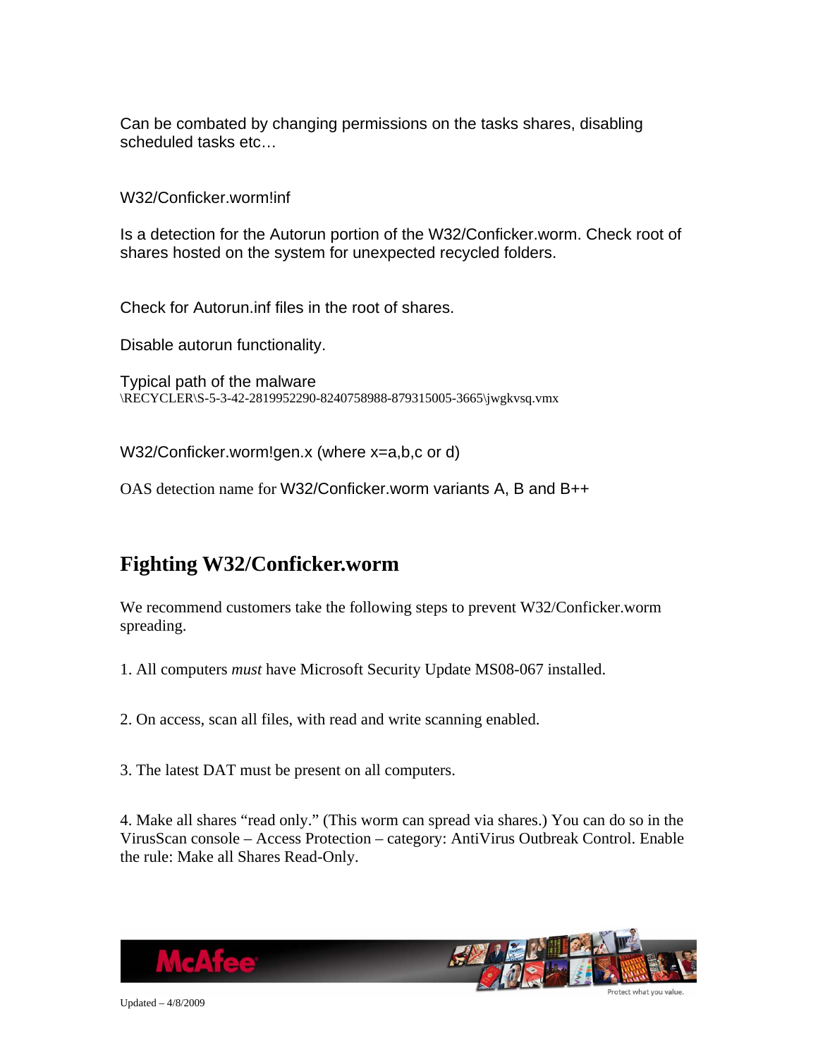Can be combated by changing permissions on the tasks shares, disabling scheduled tasks etc…

W32/Conficker.worm!inf

Is a detection for the Autorun portion of the W32/Conficker.worm. Check root of shares hosted on the system for unexpected recycled folders.

Check for Autorun.inf files in the root of shares.

Disable autorun functionality.

Typical path of the malware
\RECYCLER\S-5-3-42-2819952290-8240758988-879315005-3665\jwgkvsq.vmx

W32/Conficker.worm!gen.x (where x=a,b,c or d)

OAS detection name for W32/Conficker.worm variants A, B and B++

## Fighting W32/Conficker.worm

We recommend customers take the following steps to prevent W32/Conficker.worm spreading.

1. All computers *must* have Microsoft Security Update MS08-067 installed.

2. On access, scan all files, with read and write scanning enabled.

3. The latest DAT must be present on all computers.

4. Make all shares "read only." (This worm can spread via shares.) You can do so in the VirusScan console – Access Protection – category: AntiVirus Outbreak Control. Enable the rule: Make all Shares Read-Only.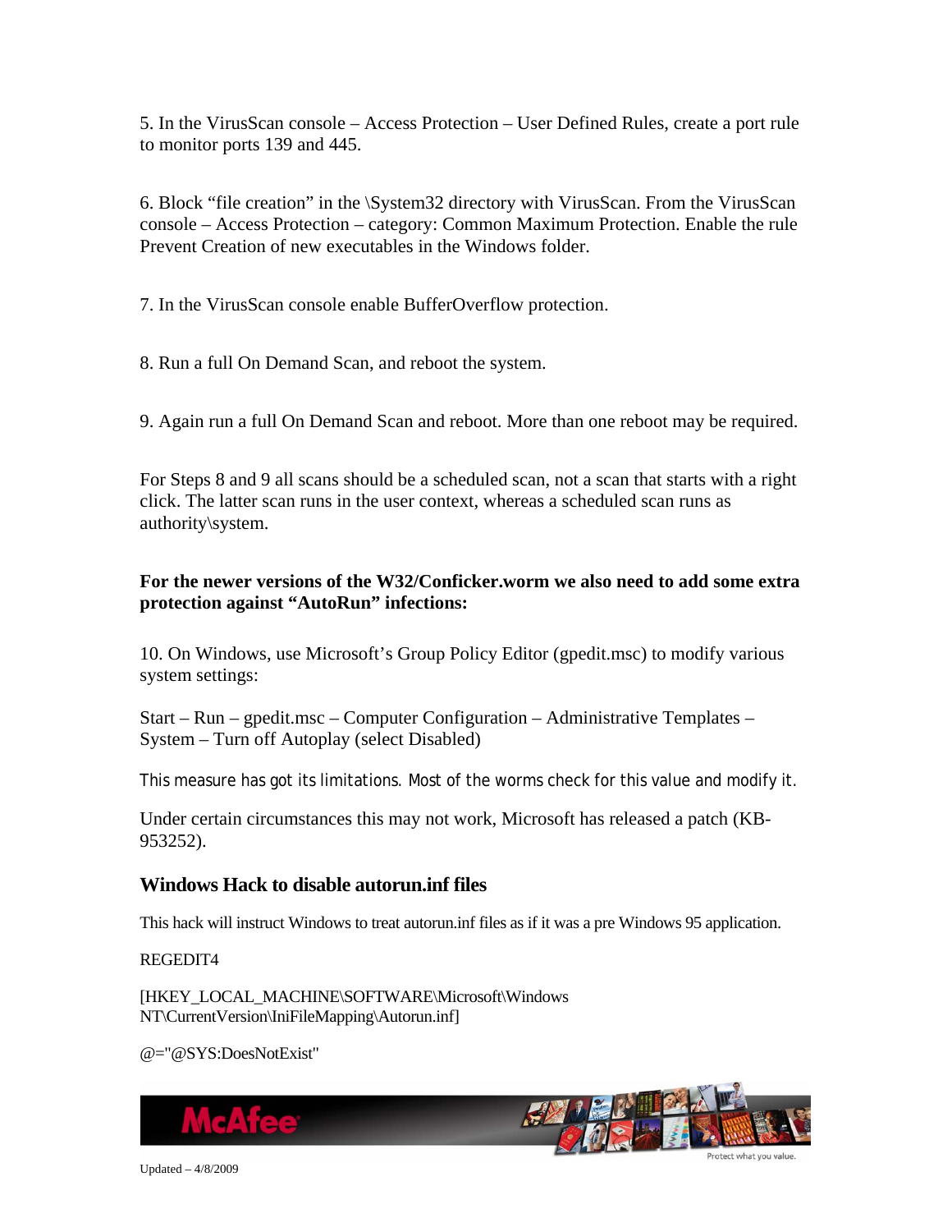5. In the VirusScan console – Access Protection – User Defined Rules, create a port rule to monitor ports 139 and 445.

6. Block "file creation" in the \System32 directory with VirusScan. From the VirusScan console – Access Protection – category: Common Maximum Protection. Enable the rule Prevent Creation of new executables in the Windows folder.

7. In the VirusScan console enable BufferOverflow protection.

8. Run a full On Demand Scan, and reboot the system.

9. Again run a full On Demand Scan and reboot. More than one reboot may be required.

For Steps 8 and 9 all scans should be a scheduled scan, not a scan that starts with a right click. The latter scan runs in the user context, whereas a scheduled scan runs as authority\system.

**For the newer versions of the W32/Conficker.worm we also need to add some extra protection against "AutoRun" infections:**

10. On Windows, use Microsoft's Group Policy Editor (gpedit.msc) to modify various system settings:

Start – Run – gpedit.msc – Computer Configuration – Administrative Templates – System – Turn off Autoplay (select Disabled)

This measure has got its limitations. Most of the worms check for this value and modify it.

Under certain circumstances this may not work, Microsoft has released a patch (KB-953252).

## Windows Hack to disable autorun.inf files

This hack will instruct Windows to treat autorun.inf files as if it was a pre Windows 95 application.

```
REGEDIT4

[HKEY_LOCAL_MACHINE\SOFTWARE\Microsoft\Windows NT\CurrentVersion\IniFileMapping\Autorun.inf]

@="@SYS:DoesNotExist"
```

Updated – 4/8/2009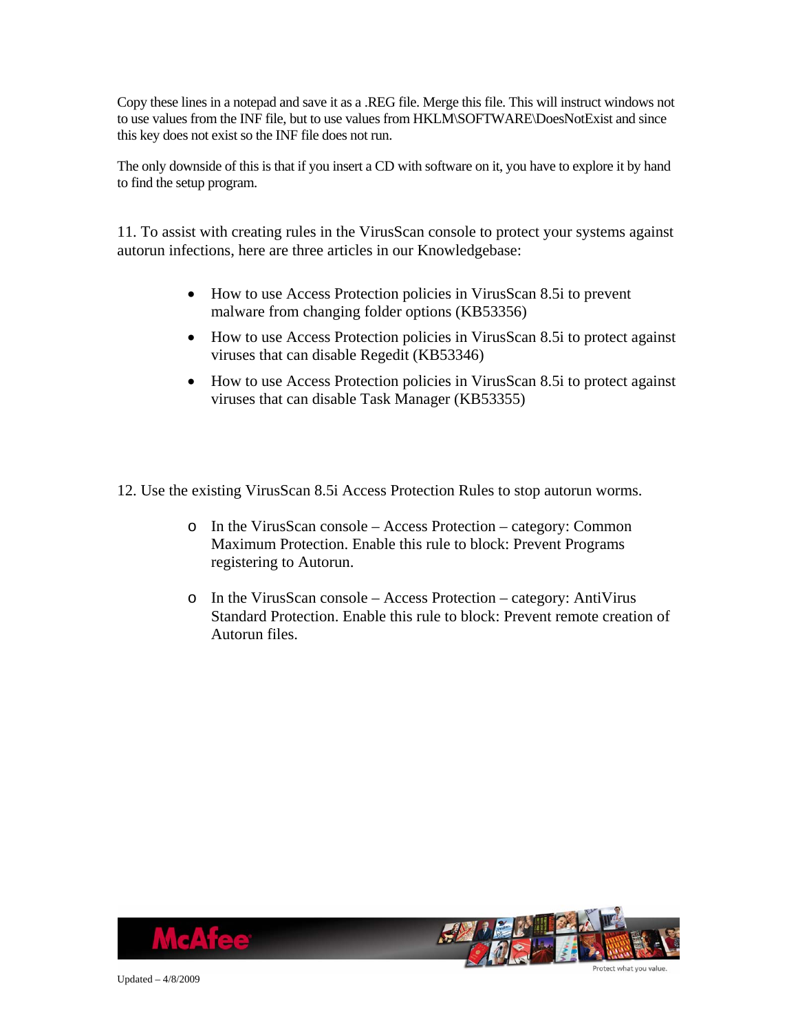Copy these lines in a notepad and save it as a .REG file. Merge this file. This will instruct windows not to use values from the INF file, but to use values from HKLM\SOFTWARE\DoesNotExist and since this key does not exist so the INF file does not run.

The only downside of this is that if you insert a CD with software on it, you have to explore it by hand to find the setup program.

11. To assist with creating rules in the VirusScan console to protect your systems against autorun infections, here are three articles in our Knowledgebase:

- How to use Access Protection policies in VirusScan 8.5i to prevent malware from changing folder options (KB53356)
- How to use Access Protection policies in VirusScan 8.5i to protect against viruses that can disable Regedit (KB53346)
- How to use Access Protection policies in VirusScan 8.5i to protect against viruses that can disable Task Manager (KB53355)

12. Use the existing VirusScan 8.5i Access Protection Rules to stop autorun worms.

- In the VirusScan console – Access Protection – category: Common Maximum Protection. Enable this rule to block: Prevent Programs registering to Autorun.
- In the VirusScan console – Access Protection – category: AntiVirus Standard Protection. Enable this rule to block: Prevent remote creation of Autorun files.

Updated – 4/8/2009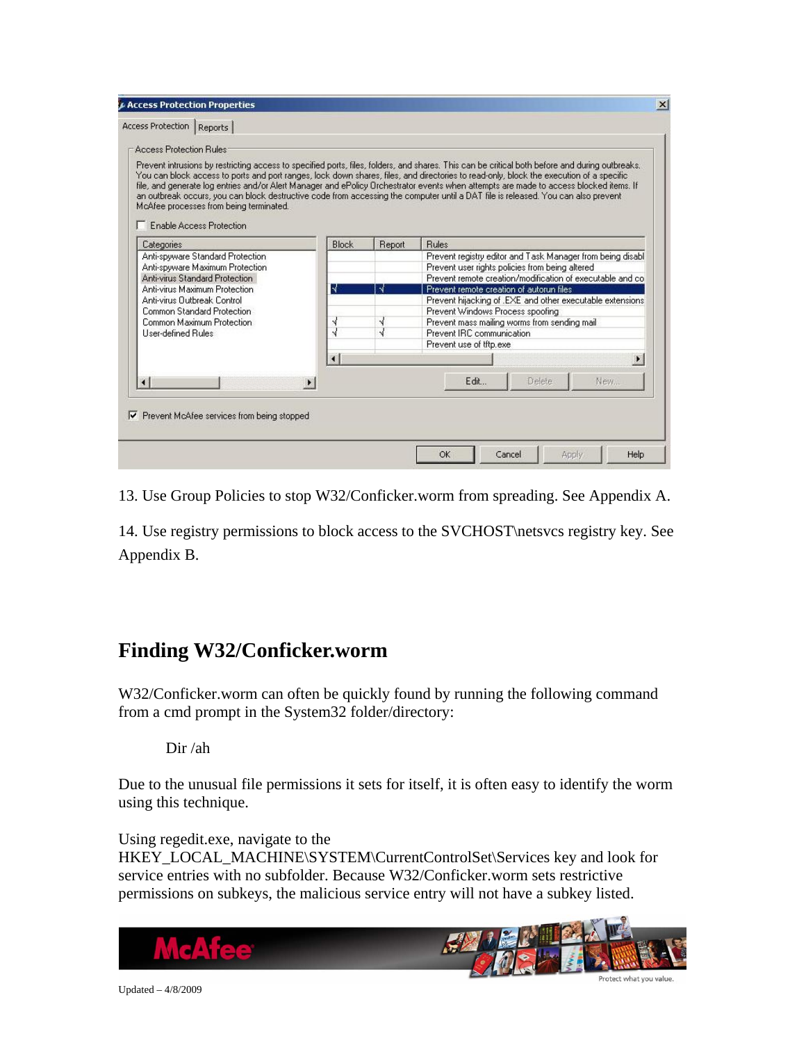13. Use Group Policies to stop W32/Conficker.worm from spreading. See Appendix A.

14. Use registry permissions to block access to the SVCHOST\netsvcs registry key. See Appendix B.

## Finding W32/Conficker.worm

W32/Conficker.worm can often be quickly found by running the following command from a cmd prompt in the System32 folder/directory:

```
Dir /ah
```

Due to the unusual file permissions it sets for itself, it is often easy to identify the worm using this technique.

Using regedit.exe, navigate to the HKEY_LOCAL_MACHINE\SYSTEM\CurrentControlSet\Services key and look for service entries with no subfolder. Because W32/Conficker.worm sets restrictive permissions on subkeys, the malicious service entry will not have a subkey listed.

Updated – 4/8/2009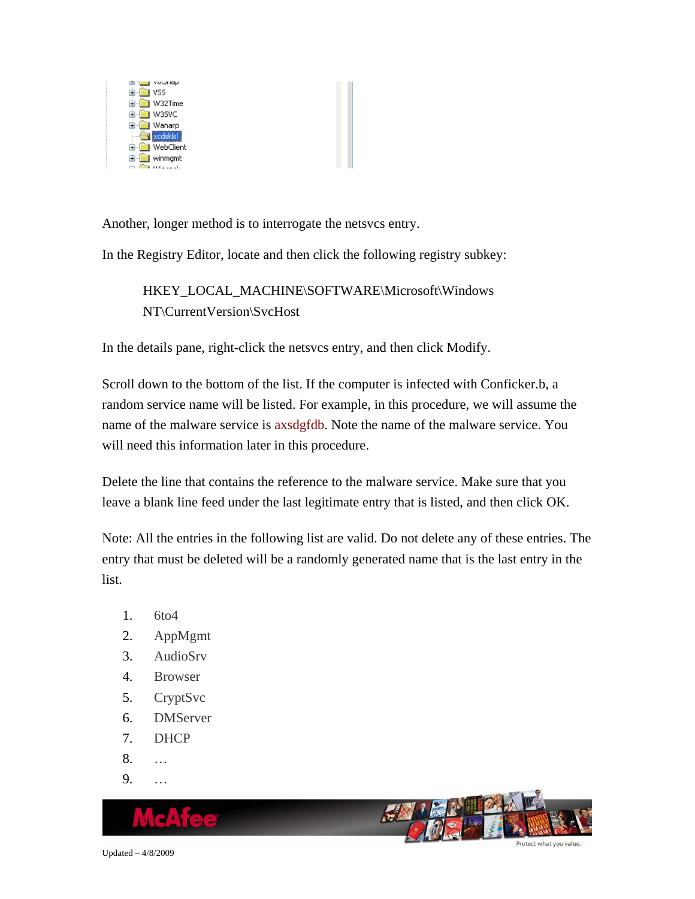Another, longer method is to interrogate the netsvcs entry.

In the Registry Editor, locate and then click the following registry subkey:

> HKEY_LOCAL_MACHINE\SOFTWARE\Microsoft\Windows NT\CurrentVersion\SvcHost

In the details pane, right-click the netsvcs entry, and then click Modify.

Scroll down to the bottom of the list. If the computer is infected with Conficker.b, a random service name will be listed. For example, in this procedure, we will assume the name of the malware service is axsdgfdb. Note the name of the malware service. You will need this information later in this procedure.

Delete the line that contains the reference to the malware service. Make sure that you leave a blank line feed under the last legitimate entry that is listed, and then click OK.

Note: All the entries in the following list are valid. Do not delete any of these entries. The entry that must be deleted will be a randomly generated name that is the last entry in the list.

1. 6to4
2. AppMgmt
3. AudioSrv
4. Browser
5. CryptSvc
6. DMServer
7. DHCP
8. …
9. …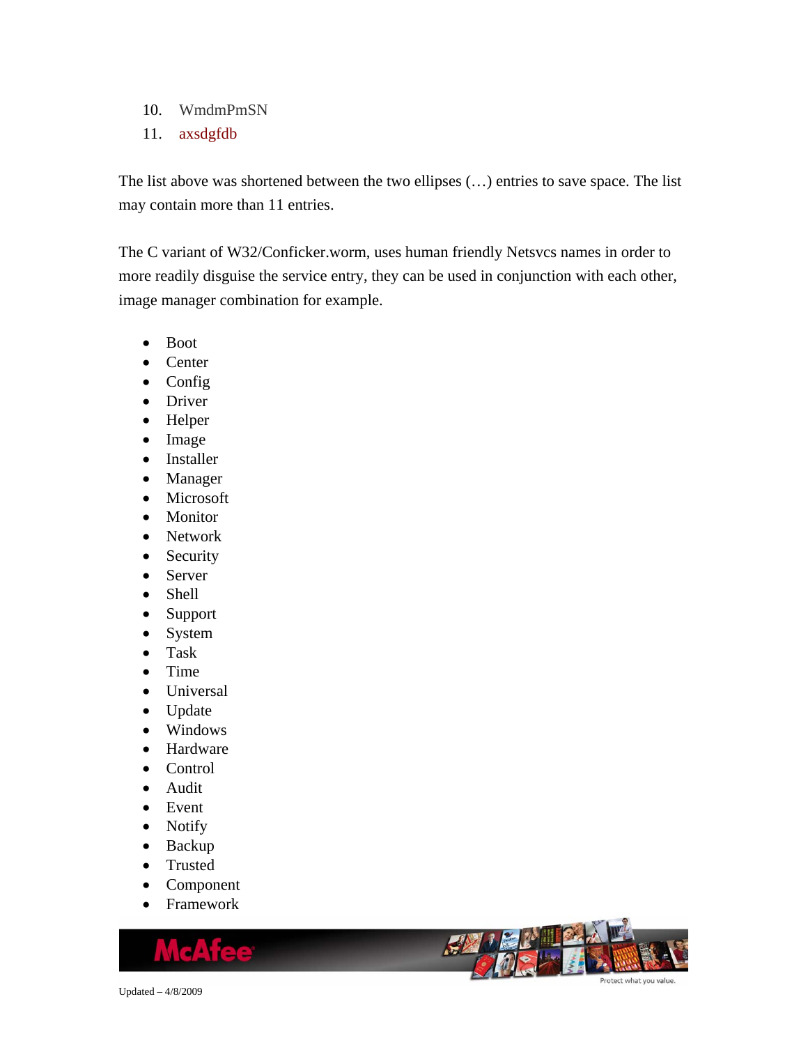10. WmdmPmSN
11. axsdgfdb

The list above was shortened between the two ellipses (…) entries to save space. The list may contain more than 11 entries.

The C variant of W32/Conficker.worm, uses human friendly Netsvcs names in order to more readily disguise the service entry, they can be used in conjunction with each other, image manager combination for example.

- Boot
- Center
- Config
- Driver
- Helper
- Image
- Installer
- Manager
- Microsoft
- Monitor
- Network
- Security
- Server
- Shell
- Support
- System
- Task
- Time
- Universal
- Update
- Windows
- Hardware
- Control
- Audit
- Event
- Notify
- Backup
- Trusted
- Component
- Framework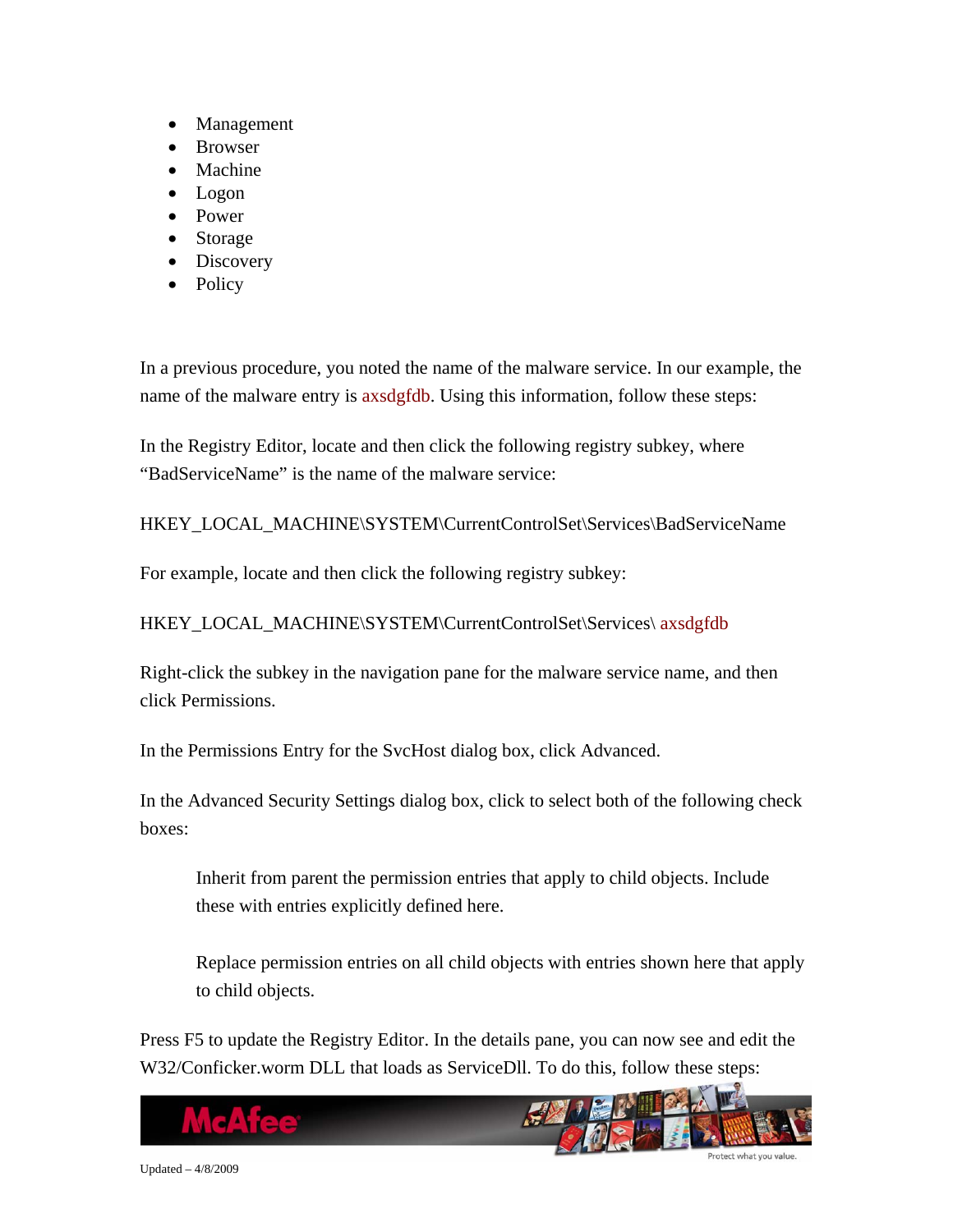- Management
- Browser
- Machine
- Logon
- Power
- Storage
- Discovery
- Policy

In a previous procedure, you noted the name of the malware service. In our example, the name of the malware entry is axsdgfdb. Using this information, follow these steps:

In the Registry Editor, locate and then click the following registry subkey, where "BadServiceName" is the name of the malware service:

HKEY_LOCAL_MACHINE\SYSTEM\CurrentControlSet\Services\BadServiceName

For example, locate and then click the following registry subkey:

HKEY_LOCAL_MACHINE\SYSTEM\CurrentControlSet\Services\ axsdgfdb

Right-click the subkey in the navigation pane for the malware service name, and then click Permissions.

In the Permissions Entry for the SvcHost dialog box, click Advanced.

In the Advanced Security Settings dialog box, click to select both of the following check boxes:

> Inherit from parent the permission entries that apply to child objects. Include these with entries explicitly defined here.
>
> Replace permission entries on all child objects with entries shown here that apply to child objects.

Press F5 to update the Registry Editor. In the details pane, you can now see and edit the W32/Conficker.worm DLL that loads as ServiceDll. To do this, follow these steps: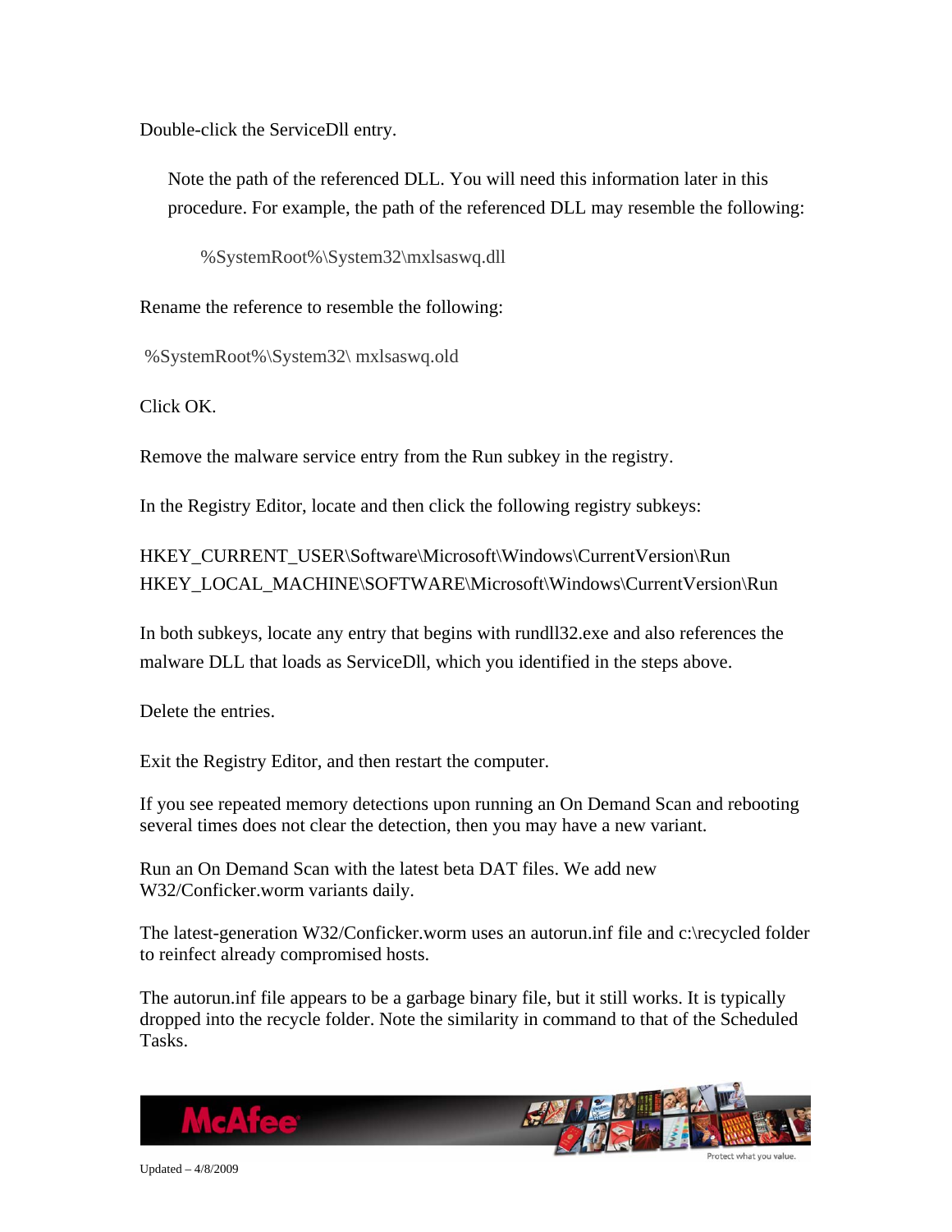Double-click the ServiceDll entry.

Note the path of the referenced DLL. You will need this information later in this procedure. For example, the path of the referenced DLL may resemble the following:

%SystemRoot%\System32\mxlsaswq.dll

Rename the reference to resemble the following:

%SystemRoot%\System32\ mxlsaswq.old

Click OK.

Remove the malware service entry from the Run subkey in the registry.

In the Registry Editor, locate and then click the following registry subkeys:

HKEY_CURRENT_USER\Software\Microsoft\Windows\CurrentVersion\Run
HKEY_LOCAL_MACHINE\SOFTWARE\Microsoft\Windows\CurrentVersion\Run

In both subkeys, locate any entry that begins with rundll32.exe and also references the malware DLL that loads as ServiceDll, which you identified in the steps above.

Delete the entries.

Exit the Registry Editor, and then restart the computer.

If you see repeated memory detections upon running an On Demand Scan and rebooting several times does not clear the detection, then you may have a new variant.

Run an On Demand Scan with the latest beta DAT files. We add new W32/Conficker.worm variants daily.

The latest-generation W32/Conficker.worm uses an autorun.inf file and c:\recycled folder to reinfect already compromised hosts.

The autorun.inf file appears to be a garbage binary file, but it still works. It is typically dropped into the recycle folder. Note the similarity in command to that of the Scheduled Tasks.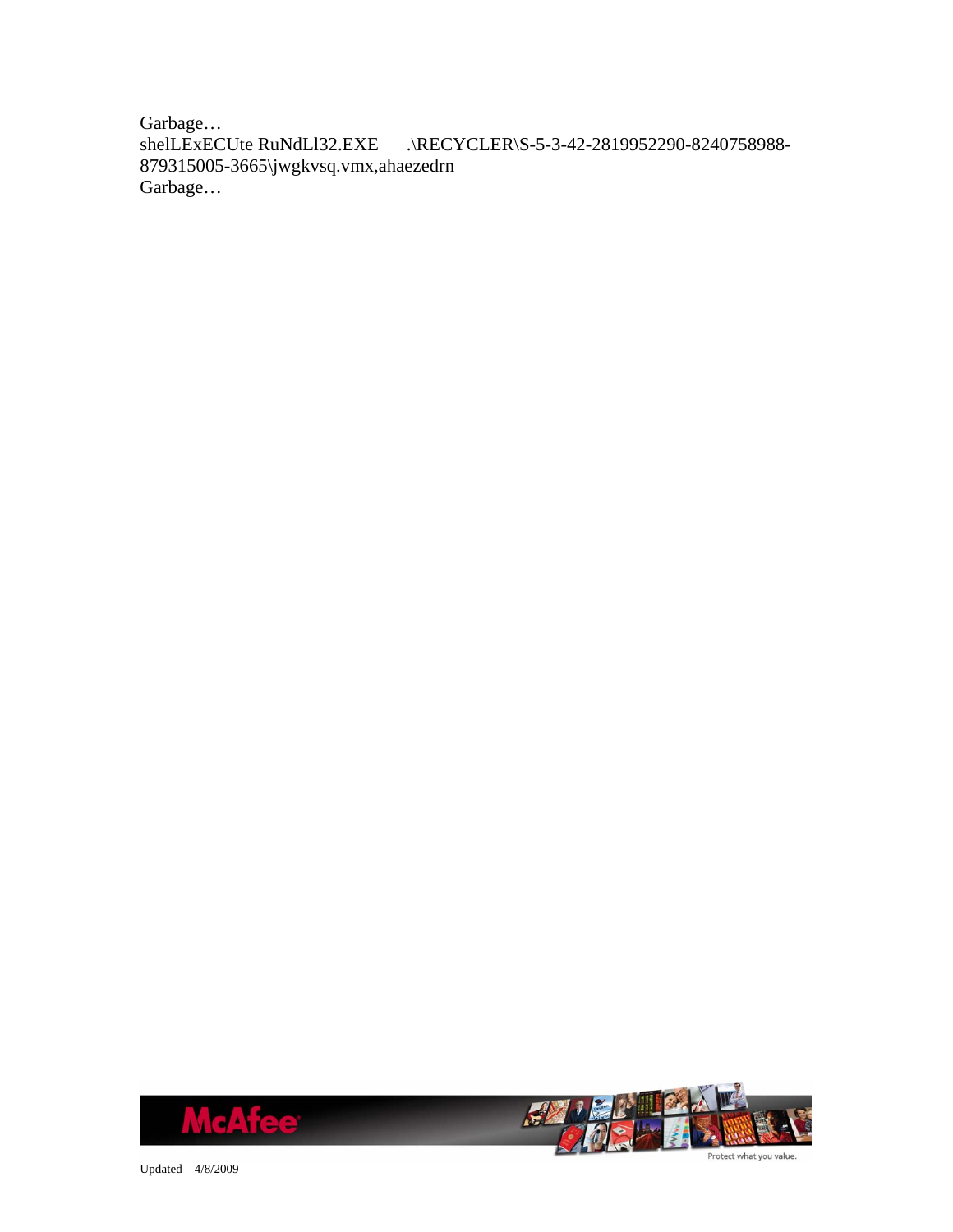Garbage…
shelLExECUte RuNdLl32.EXE .\RECYCLER\S-5-3-42-2819952290-8240758988-879315005-3665\jwgkvsq.vmx,ahaezedrn
Garbage…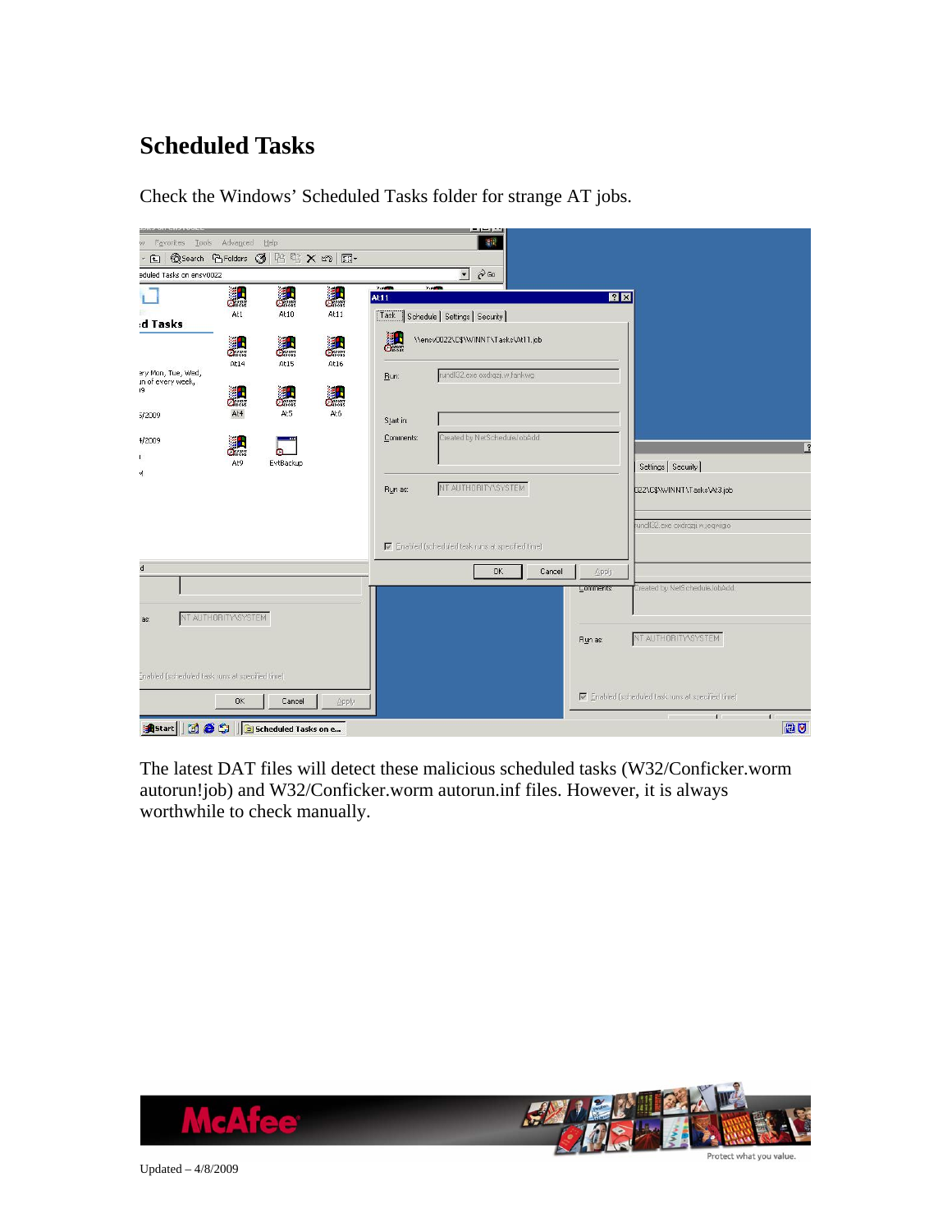# Scheduled Tasks

Check the Windows' Scheduled Tasks folder for strange AT jobs.

The latest DAT files will detect these malicious scheduled tasks (W32/Conficker.worm autorun!job) and W32/Conficker.worm autorun.inf files. However, it is always worthwhile to check manually.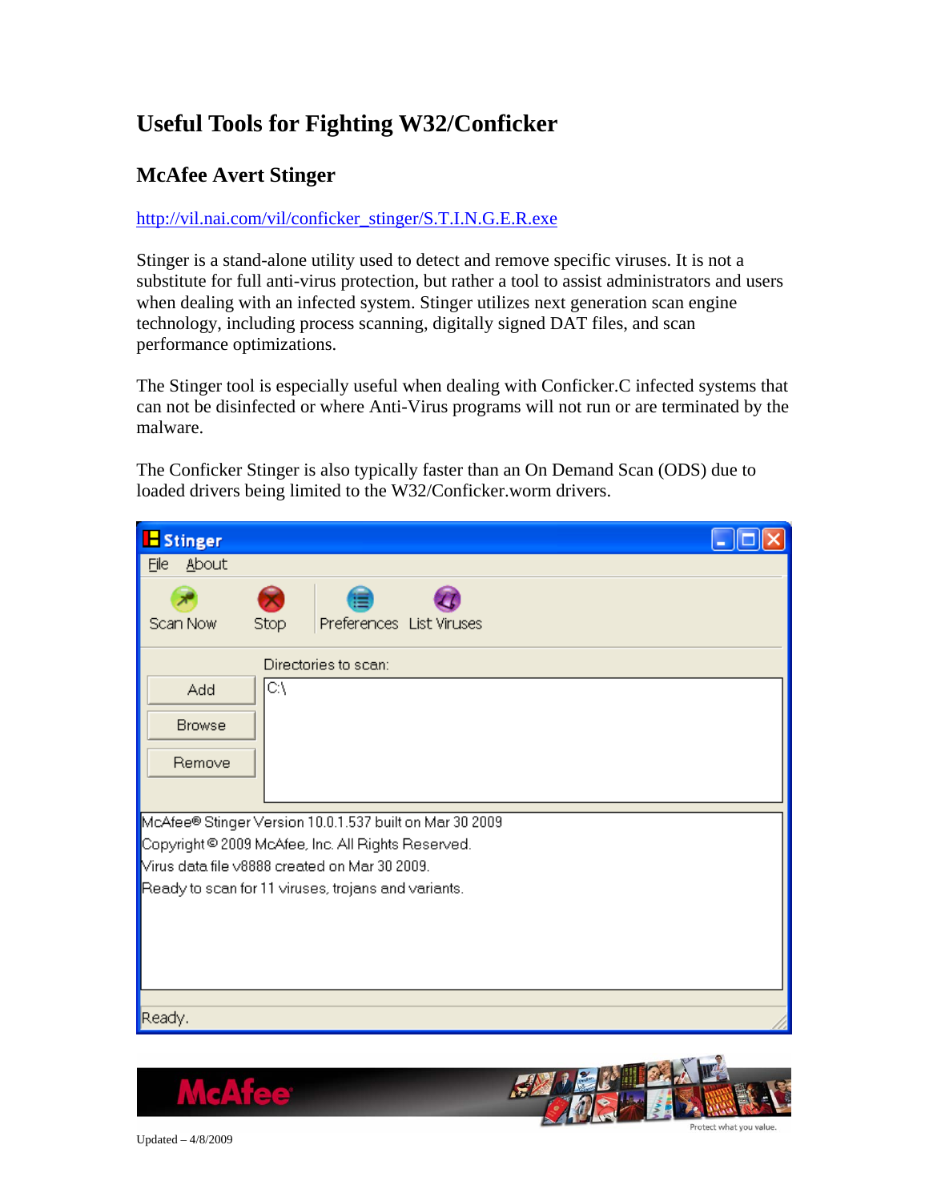# Useful Tools for Fighting W32/Conficker

## McAfee Avert Stinger

http://vil.nai.com/vil/conficker_stinger/S.T.I.N.G.E.R.exe

Stinger is a stand-alone utility used to detect and remove specific viruses. It is not a substitute for full anti-virus protection, but rather a tool to assist administrators and users when dealing with an infected system. Stinger utilizes next generation scan engine technology, including process scanning, digitally signed DAT files, and scan performance optimizations.

The Stinger tool is especially useful when dealing with Conficker.C infected systems that can not be disinfected or where Anti-Virus programs will not run or are terminated by the malware.

The Conficker Stinger is also typically faster than an On Demand Scan (ODS) due to loaded drivers being limited to the W32/Conficker.worm drivers.

Updated – 4/8/2009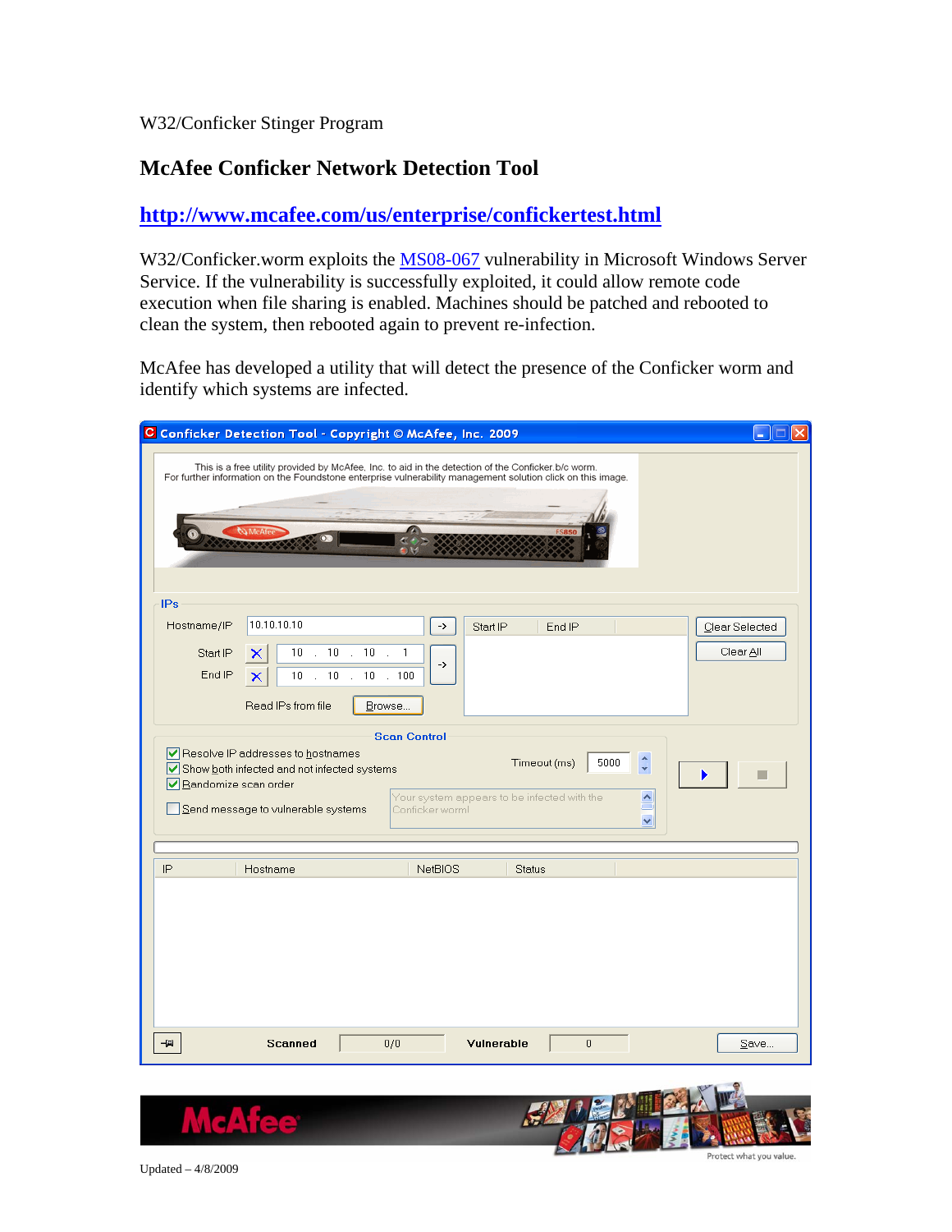W32/Conficker Stinger Program

## McAfee Conficker Network Detection Tool

**[http://www.mcafee.com/us/enterprise/confickertest.html](http://www.mcafee.com/us/enterprise/confickertest.html)**

W32/Conficker.worm exploits the MS08-067 vulnerability in Microsoft Windows Server Service. If the vulnerability is successfully exploited, it could allow remote code execution when file sharing is enabled. Machines should be patched and rebooted to clean the system, then rebooted again to prevent re-infection.

McAfee has developed a utility that will detect the presence of the Conficker worm and identify which systems are infected.

Updated – 4/8/2009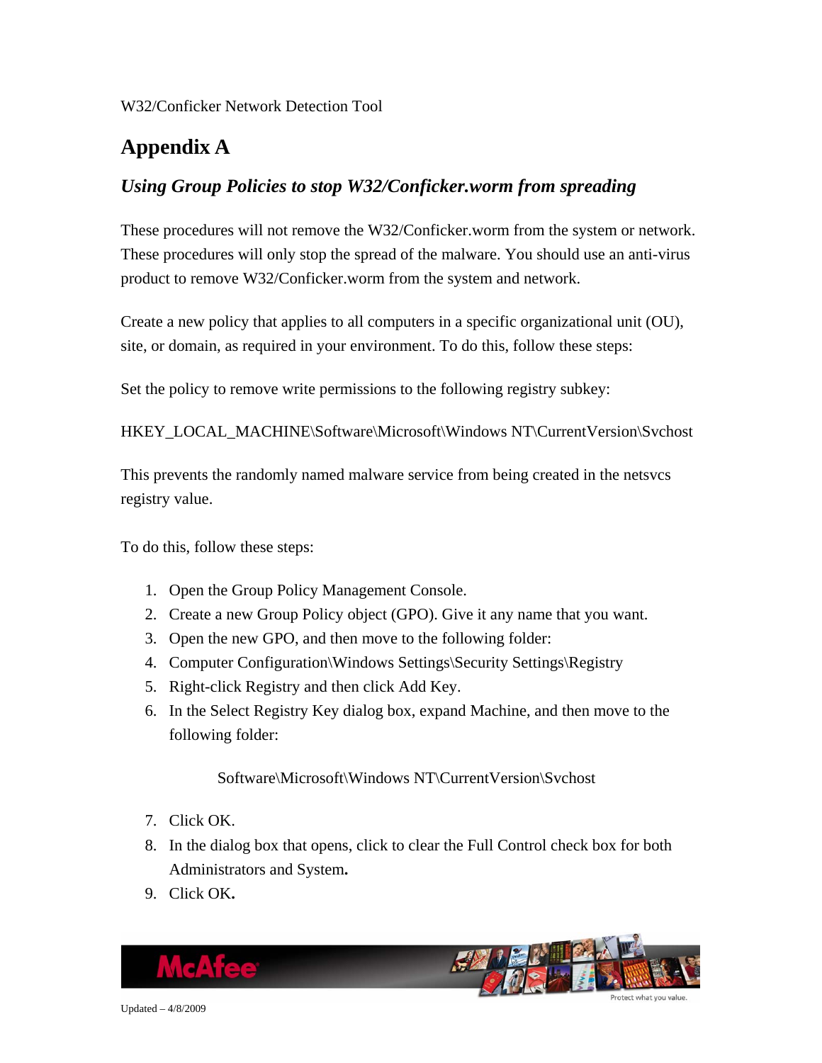# Appendix A

## *Using Group Policies to stop W32/Conficker.worm from spreading*

These procedures will not remove the W32/Conficker.worm from the system or network. These procedures will only stop the spread of the malware. You should use an anti-virus product to remove W32/Conficker.worm from the system and network.

Create a new policy that applies to all computers in a specific organizational unit (OU), site, or domain, as required in your environment. To do this, follow these steps:

Set the policy to remove write permissions to the following registry subkey:

HKEY_LOCAL_MACHINE\Software\Microsoft\Windows NT\CurrentVersion\Svchost

This prevents the randomly named malware service from being created in the netsvcs registry value.

To do this, follow these steps:

1. Open the Group Policy Management Console.
2. Create a new Group Policy object (GPO). Give it any name that you want.
3. Open the new GPO, and then move to the following folder:
4. Computer Configuration\Windows Settings\Security Settings\Registry
5. Right-click Registry and then click Add Key.
6. In the Select Registry Key dialog box, expand Machine, and then move to the following folder:

    Software\Microsoft\Windows NT\CurrentVersion\Svchost

7. Click OK.
8. In the dialog box that opens, click to clear the Full Control check box for both Administrators and System**.**
9. Click OK**.**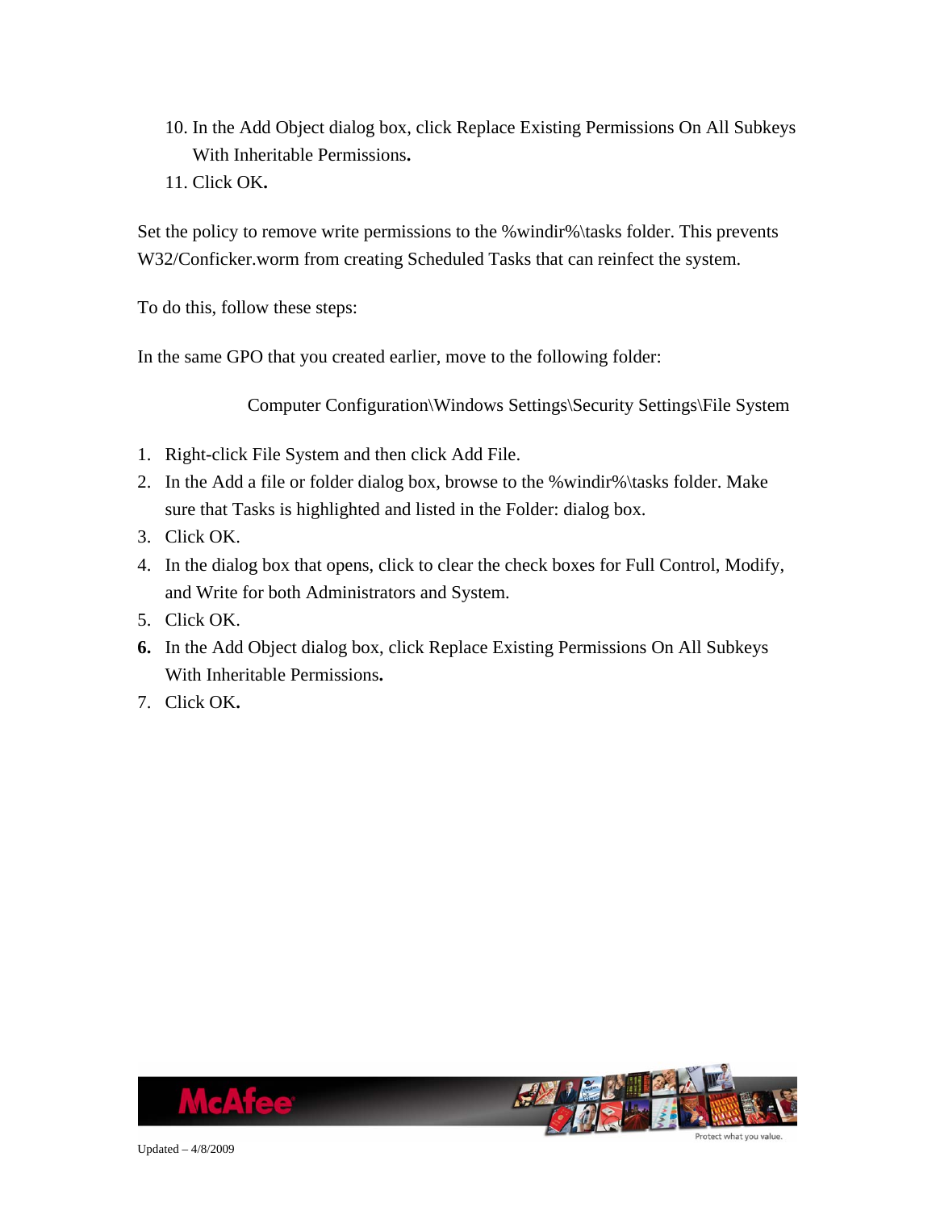10. In the Add Object dialog box, click Replace Existing Permissions On All Subkeys With Inheritable Permissions**.**
11. Click OK**.**

Set the policy to remove write permissions to the %windir%\tasks folder. This prevents W32/Conficker.worm from creating Scheduled Tasks that can reinfect the system.

To do this, follow these steps:

In the same GPO that you created earlier, move to the following folder:

Computer Configuration\Windows Settings\Security Settings\File System

1. Right-click File System and then click Add File.
2. In the Add a file or folder dialog box, browse to the %windir%\tasks folder. Make sure that Tasks is highlighted and listed in the Folder: dialog box.
3. Click OK.
4. In the dialog box that opens, click to clear the check boxes for Full Control, Modify, and Write for both Administrators and System.
5. Click OK.
6. In the Add Object dialog box, click Replace Existing Permissions On All Subkeys With Inheritable Permissions**.**
7. Click OK**.**

Updated – 4/8/2009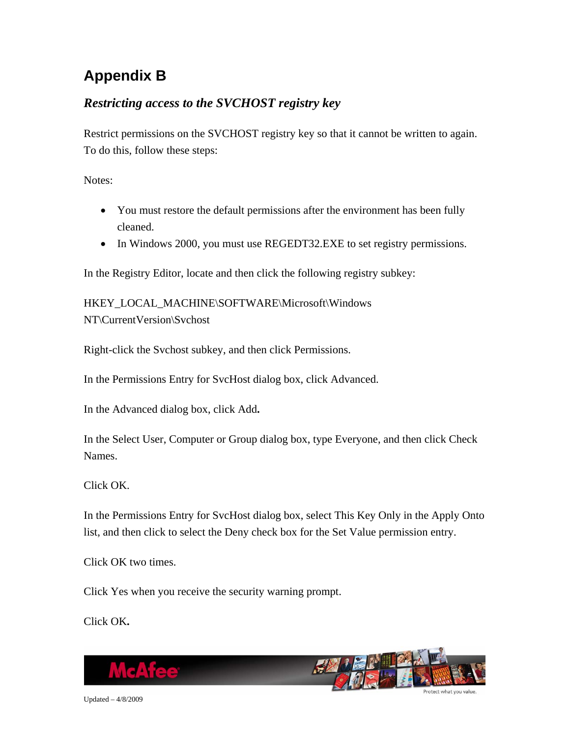# Appendix B

## *Restricting access to the SVCHOST registry key*

Restrict permissions on the SVCHOST registry key so that it cannot be written to again. To do this, follow these steps:

Notes:

- You must restore the default permissions after the environment has been fully cleaned.
- In Windows 2000, you must use REGEDT32.EXE to set registry permissions.

In the Registry Editor, locate and then click the following registry subkey:

HKEY_LOCAL_MACHINE\SOFTWARE\Microsoft\Windows NT\CurrentVersion\Svchost

Right-click the Svchost subkey, and then click Permissions.

In the Permissions Entry for SvcHost dialog box, click Advanced.

In the Advanced dialog box, click Add**.**

In the Select User, Computer or Group dialog box, type Everyone, and then click Check Names.

Click OK.

In the Permissions Entry for SvcHost dialog box, select This Key Only in the Apply Onto list, and then click to select the Deny check box for the Set Value permission entry.

Click OK two times.

Click Yes when you receive the security warning prompt.

Click OK**.**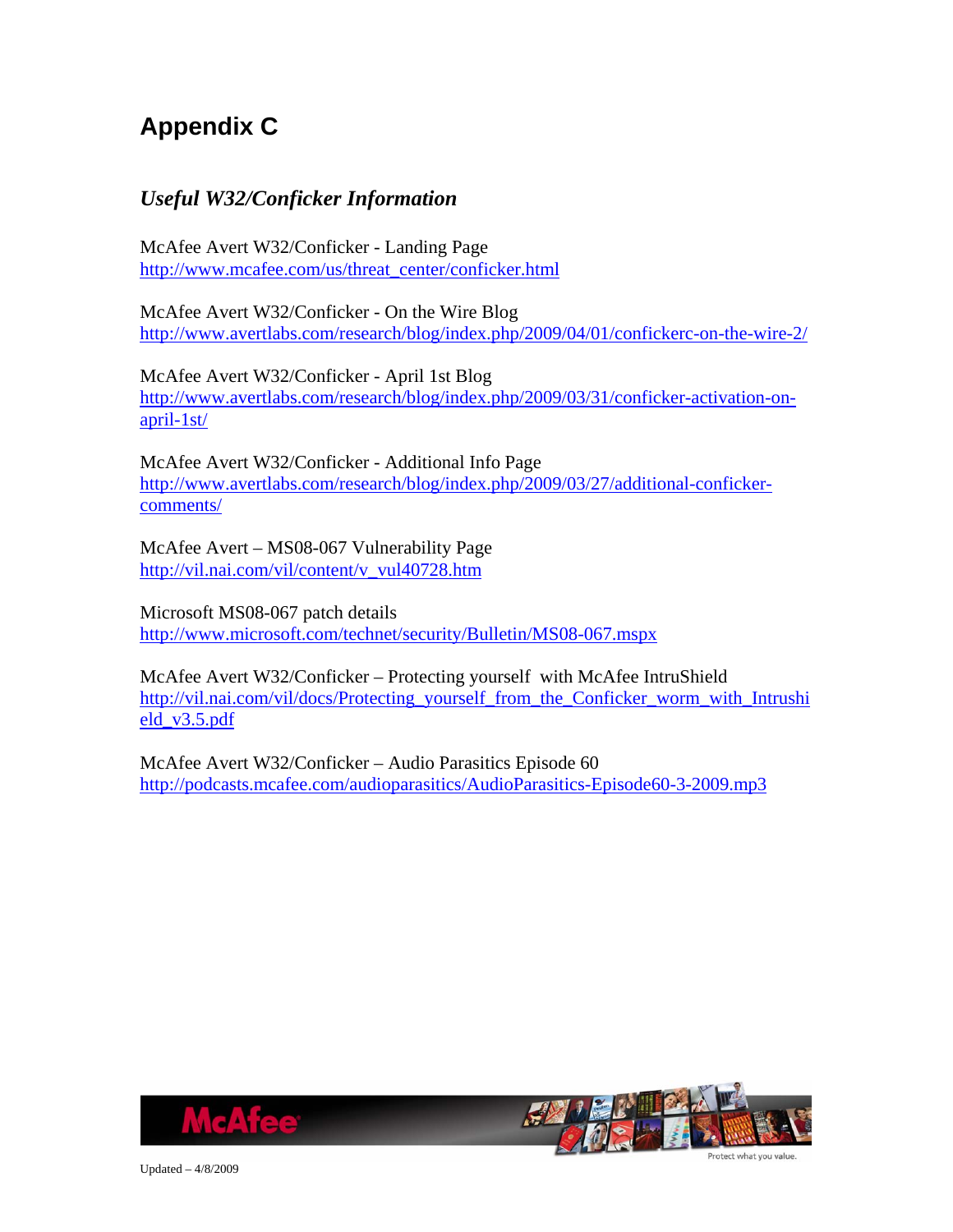# Appendix C

## *Useful W32/Conficker Information*

McAfee Avert W32/Conficker - Landing Page
http://www.mcafee.com/us/threat_center/conficker.html

McAfee Avert W32/Conficker - On the Wire Blog
http://www.avertlabs.com/research/blog/index.php/2009/04/01/confickerc-on-the-wire-2/

McAfee Avert W32/Conficker - April 1st Blog
http://www.avertlabs.com/research/blog/index.php/2009/03/31/conficker-activation-on-april-1st/

McAfee Avert W32/Conficker - Additional Info Page
http://www.avertlabs.com/research/blog/index.php/2009/03/27/additional-conficker-comments/

McAfee Avert – MS08-067 Vulnerability Page
http://vil.nai.com/vil/content/v_vul40728.htm

Microsoft MS08-067 patch details
http://www.microsoft.com/technet/security/Bulletin/MS08-067.mspx

McAfee Avert W32/Conficker – Protecting yourself with McAfee IntruShield
http://vil.nai.com/vil/docs/Protecting_yourself_from_the_Conficker_worm_with_Intrushield_v3.5.pdf

McAfee Avert W32/Conficker – Audio Parasitics Episode 60
http://podcasts.mcafee.com/audioparasitics/AudioParasitics-Episode60-3-2009.mp3

Updated – 4/8/2009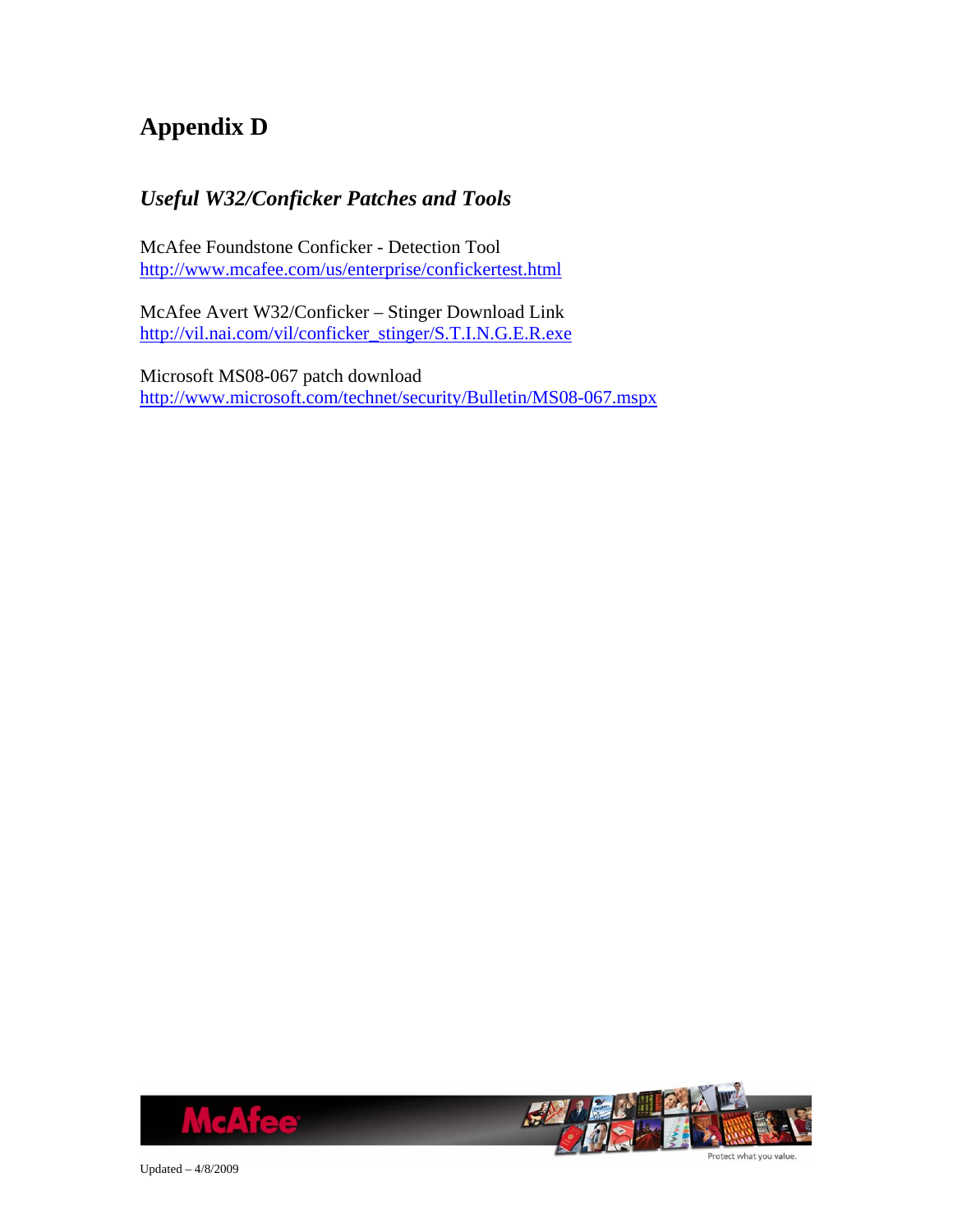# Appendix D

## *Useful W32/Conficker Patches and Tools*

McAfee Foundstone Conficker - Detection Tool
http://www.mcafee.com/us/enterprise/confickertest.html

McAfee Avert W32/Conficker – Stinger Download Link
http://vil.nai.com/vil/conficker_stinger/S.T.I.N.G.E.R.exe

Microsoft MS08-067 patch download
http://www.microsoft.com/technet/security/Bulletin/MS08-067.mspx